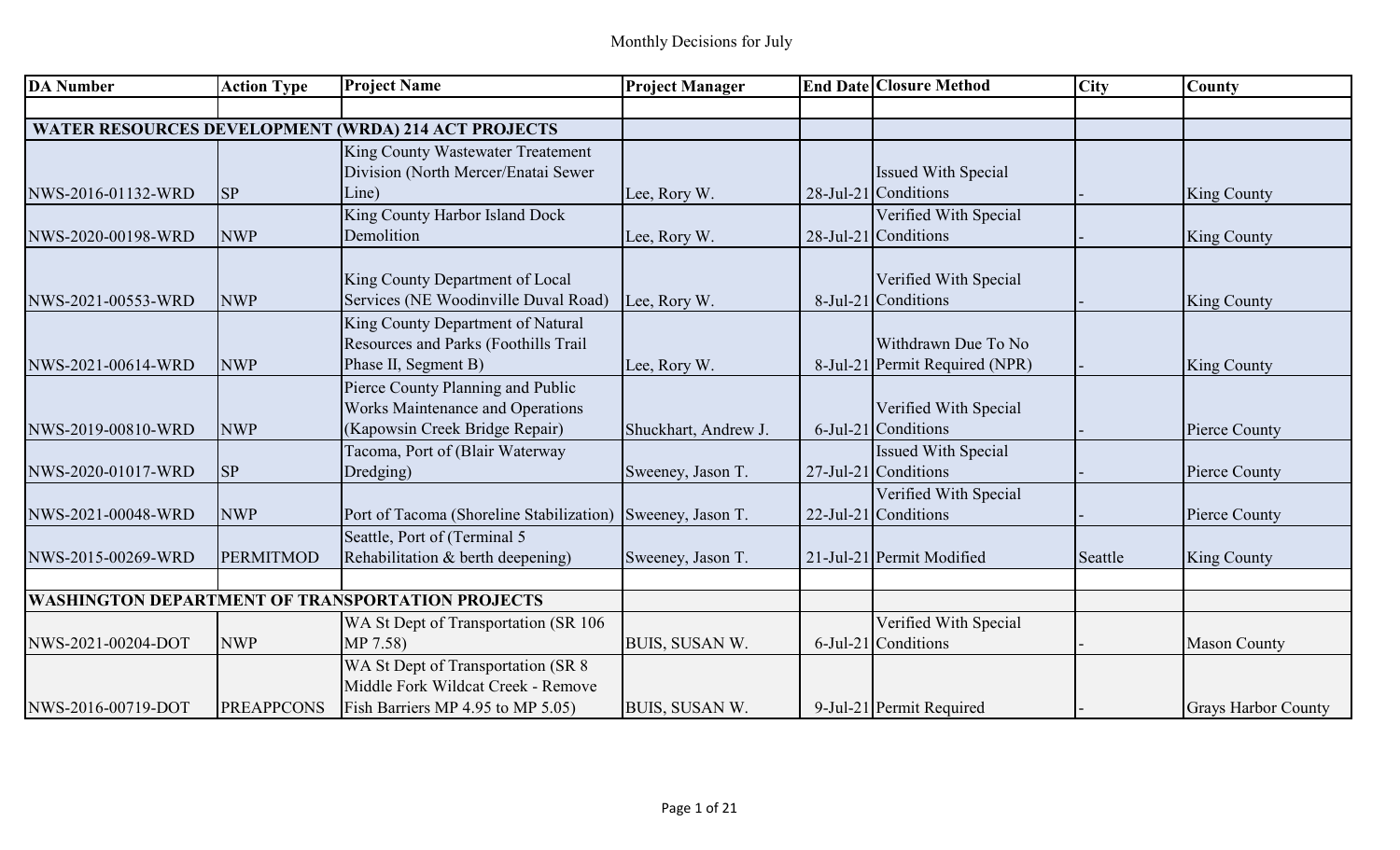Monthly Decisions for July

| DA Number | Action Type | Project Name | Project Manager | End Date | Closure Method | City | County |
|---|---|---|---|---|---|---|---|
| | | | | | | | |
| **WATER RESOURCES DEVELOPMENT (WRDA) 214 ACT PROJECTS** | | | | | | | |
| NWS-2016-01132-WRD | SP | King County Wastewater Treatement Division (North Mercer/Enatai Sewer Line) | Lee, Rory W. | 28-Jul-21 | Issued With Special Conditions | - | King County |
| NWS-2020-00198-WRD | NWP | King County Harbor Island Dock Demolition | Lee, Rory W. | 28-Jul-21 | Verified With Special Conditions | - | King County |
| NWS-2021-00553-WRD | NWP | King County Department of Local Services (NE Woodinville Duval Road) | Lee, Rory W. | 8-Jul-21 | Verified With Special Conditions | - | King County |
| NWS-2021-00614-WRD | NWP | King County Department of Natural Resources and Parks (Foothills Trail Phase II, Segment B) | Lee, Rory W. | 8-Jul-21 | Withdrawn Due To No Permit Required (NPR) | - | King County |
| NWS-2019-00810-WRD | NWP | Pierce County Planning and Public Works Maintenance and Operations (Kapowsin Creek Bridge Repair) | Shuckhart, Andrew J. | 6-Jul-21 | Verified With Special Conditions | - | Pierce County |
| NWS-2020-01017-WRD | SP | Tacoma, Port of (Blair Waterway Dredging) | Sweeney, Jason T. | 27-Jul-21 | Issued With Special Conditions | - | Pierce County |
| NWS-2021-00048-WRD | NWP | Port of Tacoma (Shoreline Stabilization) | Sweeney, Jason T. | 22-Jul-21 | Verified With Special Conditions | - | Pierce County |
| NWS-2015-00269-WRD | PERMITMOD | Seattle, Port of (Terminal 5 Rehabilitation & berth deepening) | Sweeney, Jason T. | 21-Jul-21 | Permit Modified | Seattle | King County |
| | | | | | | | |
| **WASHINGTON DEPARTMENT OF TRANSPORTATION PROJECTS** | | | | | | | |
| NWS-2021-00204-DOT | NWP | WA St Dept of Transportation (SR 106 MP 7.58) | BUIS, SUSAN W. | 6-Jul-21 | Verified With Special Conditions | - | Mason County |
| NWS-2016-00719-DOT | PREAPPCONS | WA St Dept of Transportation (SR 8 Middle Fork Wildcat Creek - Remove Fish Barriers MP 4.95 to MP 5.05) | BUIS, SUSAN W. | 9-Jul-21 | Permit Required | - | Grays Harbor County |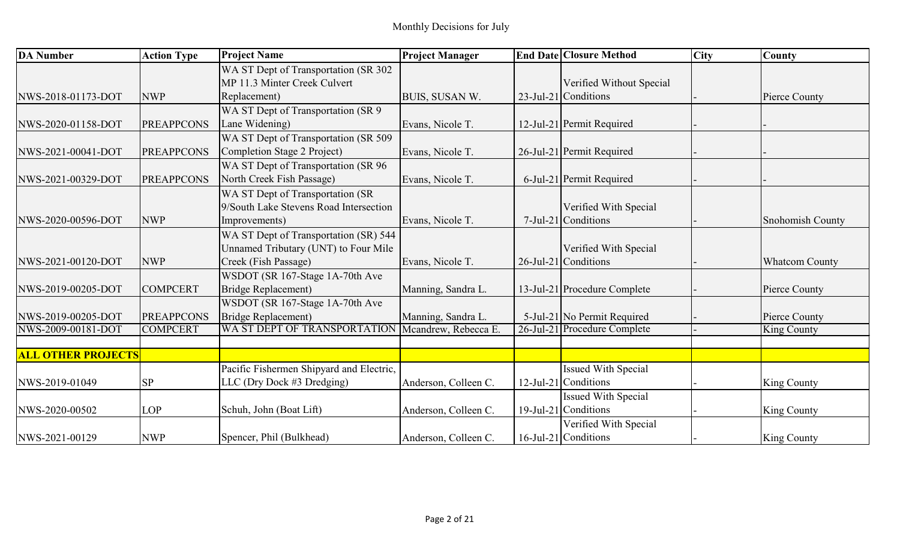Monthly Decisions for July

| DA Number | Action Type | Project Name | Project Manager | End Date | Closure Method | City | County |
|---|---|---|---|---|---|---|---|
| NWS-2018-01173-DOT | NWP | WA ST Dept of Transportation (SR 302 MP 11.3 Minter Creek Culvert Replacement) | BUIS, SUSAN W. | 23-Jul-21 | Verified Without Special Conditions | - | Pierce County |
| NWS-2020-01158-DOT | PREAPPCONS | WA ST Dept of Transportation (SR 9 Lane Widening) | Evans, Nicole T. | 12-Jul-21 | Permit Required | - | - |
| NWS-2021-00041-DOT | PREAPPCONS | WA ST Dept of Transportation (SR 509 Completion Stage 2 Project) | Evans, Nicole T. | 26-Jul-21 | Permit Required | - | - |
| NWS-2021-00329-DOT | PREAPPCONS | WA ST Dept of Transportation (SR 96 North Creek Fish Passage) | Evans, Nicole T. | 6-Jul-21 | Permit Required | - | - |
| NWS-2020-00596-DOT | NWP | WA ST Dept of Transportation (SR 9/South Lake Stevens Road Intersection Improvements) | Evans, Nicole T. | 7-Jul-21 | Verified With Special Conditions | - | Snohomish County |
| NWS-2021-00120-DOT | NWP | WA ST Dept of Transportation (SR) 544 Unnamed Tributary (UNT) to Four Mile Creek (Fish Passage) | Evans, Nicole T. | 26-Jul-21 | Verified With Special Conditions | - | Whatcom County |
| NWS-2019-00205-DOT | COMPCERT | WSDOT (SR 167-Stage 1A-70th Ave Bridge Replacement) | Manning, Sandra L. | 13-Jul-21 | Procedure Complete | - | Pierce County |
| NWS-2019-00205-DOT | PREAPPCONS | WSDOT (SR 167-Stage 1A-70th Ave Bridge Replacement) | Manning, Sandra L. | 5-Jul-21 | No Permit Required | - | Pierce County |
| NWS-2009-00181-DOT | COMPCERT | WA ST DEPT OF TRANSPORTATION | Mcandrew, Rebecca E. | 26-Jul-21 | Procedure Complete | - | King County |
| | | | | | | | |
| **ALL OTHER PROJECTS** | | | | | | | |
| NWS-2019-01049 | SP | Pacific Fishermen Shipyard and Electric, LLC (Dry Dock #3 Dredging) | Anderson, Colleen C. | 12-Jul-21 | Issued With Special Conditions | - | King County |
| NWS-2020-00502 | LOP | Schuh, John (Boat Lift) | Anderson, Colleen C. | 19-Jul-21 | Issued With Special Conditions | - | King County |
| NWS-2021-00129 | NWP | Spencer, Phil (Bulkhead) | Anderson, Colleen C. | 16-Jul-21 | Verified With Special Conditions | - | King County |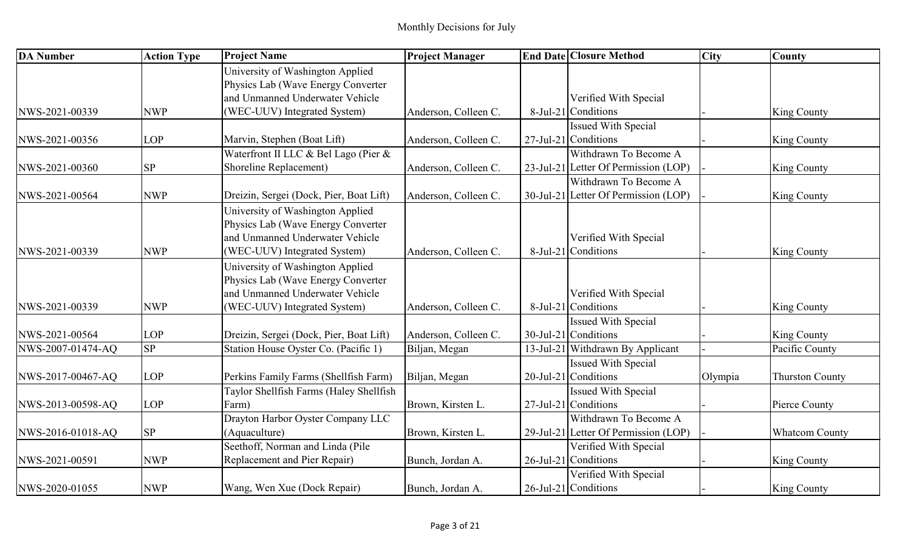Monthly Decisions for July

| DA Number | Action Type | Project Name | Project Manager | End Date | Closure Method | City | County |
|---|---|---|---|---|---|---|---|
| NWS-2021-00339 | NWP | University of Washington Applied Physics Lab (Wave Energy Converter and Unmanned Underwater Vehicle (WEC-UUV) Integrated System) | Anderson, Colleen C. | 8-Jul-21 | Verified With Special Conditions | - | King County |
| NWS-2021-00356 | LOP | Marvin, Stephen (Boat Lift) | Anderson, Colleen C. | 27-Jul-21 | Issued With Special Conditions | - | King County |
| NWS-2021-00360 | SP | Waterfront II LLC & Bel Lago (Pier & Shoreline Replacement) | Anderson, Colleen C. | 23-Jul-21 | Withdrawn To Become A Letter Of Permission (LOP) | - | King County |
| NWS-2021-00564 | NWP | Dreizin, Sergei (Dock, Pier, Boat Lift) | Anderson, Colleen C. | 30-Jul-21 | Withdrawn To Become A Letter Of Permission (LOP) | - | King County |
| NWS-2021-00339 | NWP | University of Washington Applied Physics Lab (Wave Energy Converter and Unmanned Underwater Vehicle (WEC-UUV) Integrated System) | Anderson, Colleen C. | 8-Jul-21 | Verified With Special Conditions | - | King County |
| NWS-2021-00339 | NWP | University of Washington Applied Physics Lab (Wave Energy Converter and Unmanned Underwater Vehicle (WEC-UUV) Integrated System) | Anderson, Colleen C. | 8-Jul-21 | Verified With Special Conditions | - | King County |
| NWS-2021-00564 | LOP | Dreizin, Sergei (Dock, Pier, Boat Lift) | Anderson, Colleen C. | 30-Jul-21 | Issued With Special Conditions | - | King County |
| NWS-2007-01474-AQ | SP | Station House Oyster Co. (Pacific 1) | Biljan, Megan | 13-Jul-21 | Withdrawn By Applicant | - | Pacific County |
| NWS-2017-00467-AQ | LOP | Perkins Family Farms (Shellfish Farm) | Biljan, Megan | 20-Jul-21 | Issued With Special Conditions | Olympia | Thurston County |
| NWS-2013-00598-AQ | LOP | Taylor Shellfish Farms (Haley Shellfish Farm) | Brown, Kirsten L. | 27-Jul-21 | Issued With Special Conditions | - | Pierce County |
| NWS-2016-01018-AQ | SP | Drayton Harbor Oyster Company LLC (Aquaculture) | Brown, Kirsten L. | 29-Jul-21 | Withdrawn To Become A Letter Of Permission (LOP) | - | Whatcom County |
| NWS-2021-00591 | NWP | Seethoff, Norman and Linda (Pile Replacement and Pier Repair) | Bunch, Jordan A. | 26-Jul-21 | Verified With Special Conditions | - | King County |
| NWS-2020-01055 | NWP | Wang, Wen Xue (Dock Repair) | Bunch, Jordan A. | 26-Jul-21 | Verified With Special Conditions | - | King County |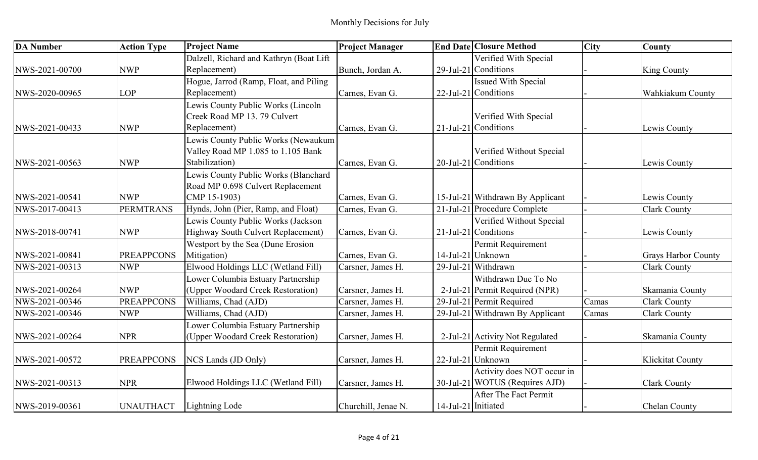Monthly Decisions for July

| DA Number | Action Type | Project Name | Project Manager | End Date | Closure Method | City | County |
|---|---|---|---|---|---|---|---|
| NWS-2021-00700 | NWP | Dalzell, Richard and Kathryn (Boat Lift Replacement) | Bunch, Jordan A. | 29-Jul-21 | Verified With Special Conditions | - | King County |
| NWS-2020-00965 | LOP | Hogue, Jarrod (Ramp, Float, and Piling Replacement) | Carnes, Evan G. | 22-Jul-21 | Issued With Special Conditions | - | Wahkiakum County |
| NWS-2021-00433 | NWP | Lewis County Public Works (Lincoln Creek Road MP 13. 79 Culvert Replacement) | Carnes, Evan G. | 21-Jul-21 | Verified With Special Conditions | - | Lewis County |
| NWS-2021-00563 | NWP | Lewis County Public Works (Newaukum Valley Road MP 1.085 to 1.105 Bank Stabilization) | Carnes, Evan G. | 20-Jul-21 | Verified Without Special Conditions | - | Lewis County |
| NWS-2021-00541 | NWP | Lewis County Public Works (Blanchard Road MP 0.698 Culvert Replacement CMP 15-1903) | Carnes, Evan G. | 15-Jul-21 | Withdrawn By Applicant | - | Lewis County |
| NWS-2017-00413 | PERMTRANS | Hynds, John (Pier, Ramp, and Float) | Carnes, Evan G. | 21-Jul-21 | Procedure Complete | - | Clark County |
| NWS-2018-00741 | NWP | Lewis County Public Works (Jackson Highway South Culvert Replacement) | Carnes, Evan G. | 21-Jul-21 | Verified Without Special Conditions | - | Lewis County |
| NWS-2021-00841 | PREAPPCONS | Westport by the Sea (Dune Erosion Mitigation) | Carnes, Evan G. | 14-Jul-21 | Permit Requirement Unknown | - | Grays Harbor County |
| NWS-2021-00313 | NWP | Elwood Holdings LLC (Wetland Fill) | Carsner, James H. | 29-Jul-21 | Withdrawn | - | Clark County |
| NWS-2021-00264 | NWP | Lower Columbia Estuary Partnership (Upper Woodard Creek Restoration) | Carsner, James H. | 2-Jul-21 | Withdrawn Due To No Permit Required (NPR) | - | Skamania County |
| NWS-2021-00346 | PREAPPCONS | Williams, Chad (AJD) | Carsner, James H. | 29-Jul-21 | Permit Required | Camas | Clark County |
| NWS-2021-00346 | NWP | Williams, Chad (AJD) | Carsner, James H. | 29-Jul-21 | Withdrawn By Applicant | Camas | Clark County |
| NWS-2021-00264 | NPR | Lower Columbia Estuary Partnership (Upper Woodard Creek Restoration) | Carsner, James H. | 2-Jul-21 | Activity Not Regulated | - | Skamania County |
| NWS-2021-00572 | PREAPPCONS | NCS Lands (JD Only) | Carsner, James H. | 22-Jul-21 | Permit Requirement Unknown | - | Klickitat County |
| NWS-2021-00313 | NPR | Elwood Holdings LLC (Wetland Fill) | Carsner, James H. | 30-Jul-21 | Activity does NOT occur in WOTUS (Requires AJD) | - | Clark County |
| NWS-2019-00361 | UNAUTHACT | Lightning Lode | Churchill, Jenae N. | 14-Jul-21 | After The Fact Permit Initiated | - | Chelan County |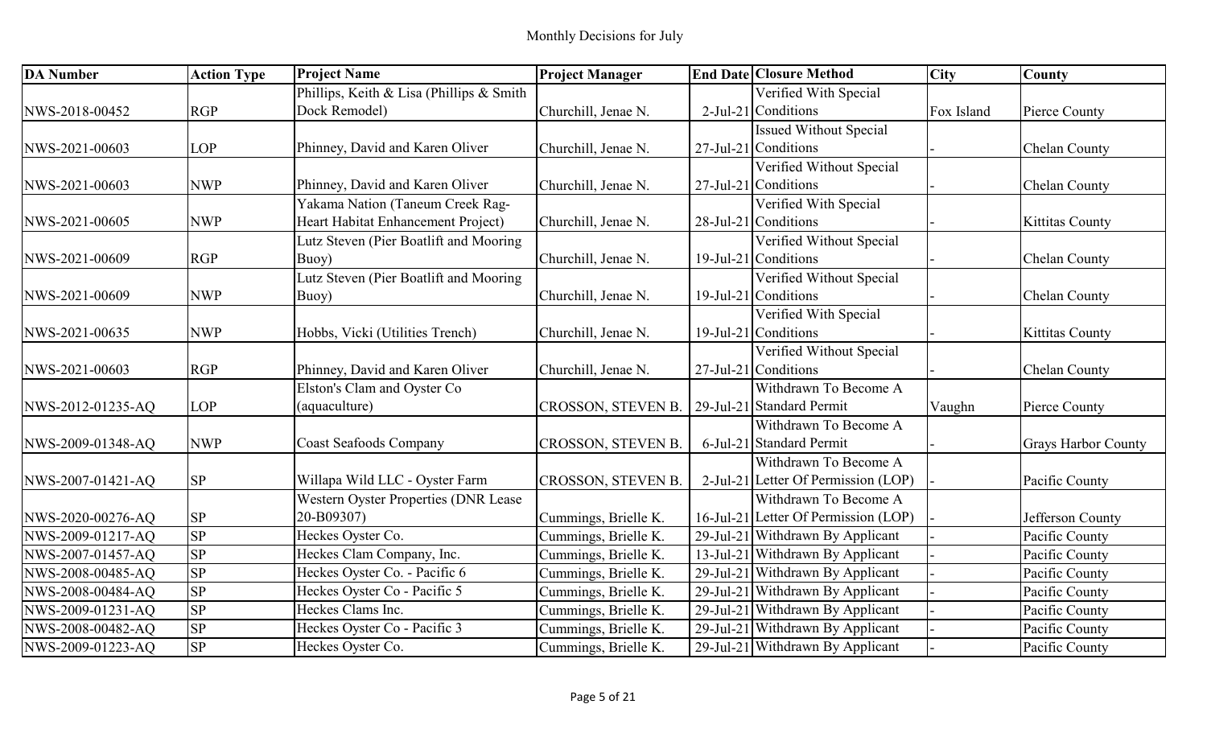Monthly Decisions for July

| DA Number | Action Type | Project Name | Project Manager | End Date | Closure Method | City | County |
|---|---|---|---|---|---|---|---|
| NWS-2018-00452 | RGP | Phillips, Keith & Lisa (Phillips & Smith Dock Remodel) | Churchill, Jenae N. | 2-Jul-21 | Verified With Special Conditions | Fox Island | Pierce County |
| NWS-2021-00603 | LOP | Phinney, David and Karen Oliver | Churchill, Jenae N. | 27-Jul-21 | Issued Without Special Conditions | - | Chelan County |
| NWS-2021-00603 | NWP | Phinney, David and Karen Oliver | Churchill, Jenae N. | 27-Jul-21 | Verified Without Special Conditions | - | Chelan County |
| NWS-2021-00605 | NWP | Yakama Nation (Taneum Creek Rag-Heart Habitat Enhancement Project) | Churchill, Jenae N. | 28-Jul-21 | Verified With Special Conditions | - | Kittitas County |
| NWS-2021-00609 | RGP | Lutz Steven (Pier Boatlift and Mooring Buoy) | Churchill, Jenae N. | 19-Jul-21 | Verified Without Special Conditions | - | Chelan County |
| NWS-2021-00609 | NWP | Lutz Steven (Pier Boatlift and Mooring Buoy) | Churchill, Jenae N. | 19-Jul-21 | Verified Without Special Conditions | - | Chelan County |
| NWS-2021-00635 | NWP | Hobbs, Vicki (Utilities Trench) | Churchill, Jenae N. | 19-Jul-21 | Verified With Special Conditions | - | Kittitas County |
| NWS-2021-00603 | RGP | Phinney, David and Karen Oliver | Churchill, Jenae N. | 27-Jul-21 | Verified Without Special Conditions | - | Chelan County |
| NWS-2012-01235-AQ | LOP | Elston's Clam and Oyster Co (aquaculture) | CROSSON, STEVEN B. | 29-Jul-21 | Withdrawn To Become A Standard Permit | Vaughn | Pierce County |
| NWS-2009-01348-AQ | NWP | Coast Seafoods Company | CROSSON, STEVEN B. | 6-Jul-21 | Withdrawn To Become A Standard Permit | - | Grays Harbor County |
| NWS-2007-01421-AQ | SP | Willapa Wild LLC - Oyster Farm | CROSSON, STEVEN B. | 2-Jul-21 | Withdrawn To Become A Letter Of Permission (LOP) | - | Pacific County |
| NWS-2020-00276-AQ | SP | Western Oyster Properties (DNR Lease 20-B09307) | Cummings, Brielle K. | 16-Jul-21 | Withdrawn To Become A Letter Of Permission (LOP) | - | Jefferson County |
| NWS-2009-01217-AQ | SP | Heckes Oyster Co. | Cummings, Brielle K. | 29-Jul-21 | Withdrawn By Applicant | - | Pacific County |
| NWS-2007-01457-AQ | SP | Heckes Clam Company, Inc. | Cummings, Brielle K. | 13-Jul-21 | Withdrawn By Applicant | - | Pacific County |
| NWS-2008-00485-AQ | SP | Heckes Oyster Co. - Pacific 6 | Cummings, Brielle K. | 29-Jul-21 | Withdrawn By Applicant | - | Pacific County |
| NWS-2008-00484-AQ | SP | Heckes Oyster Co - Pacific 5 | Cummings, Brielle K. | 29-Jul-21 | Withdrawn By Applicant | - | Pacific County |
| NWS-2009-01231-AQ | SP | Heckes Clams Inc. | Cummings, Brielle K. | 29-Jul-21 | Withdrawn By Applicant | - | Pacific County |
| NWS-2008-00482-AQ | SP | Heckes Oyster Co - Pacific 3 | Cummings, Brielle K. | 29-Jul-21 | Withdrawn By Applicant | - | Pacific County |
| NWS-2009-01223-AQ | SP | Heckes Oyster Co. | Cummings, Brielle K. | 29-Jul-21 | Withdrawn By Applicant | - | Pacific County |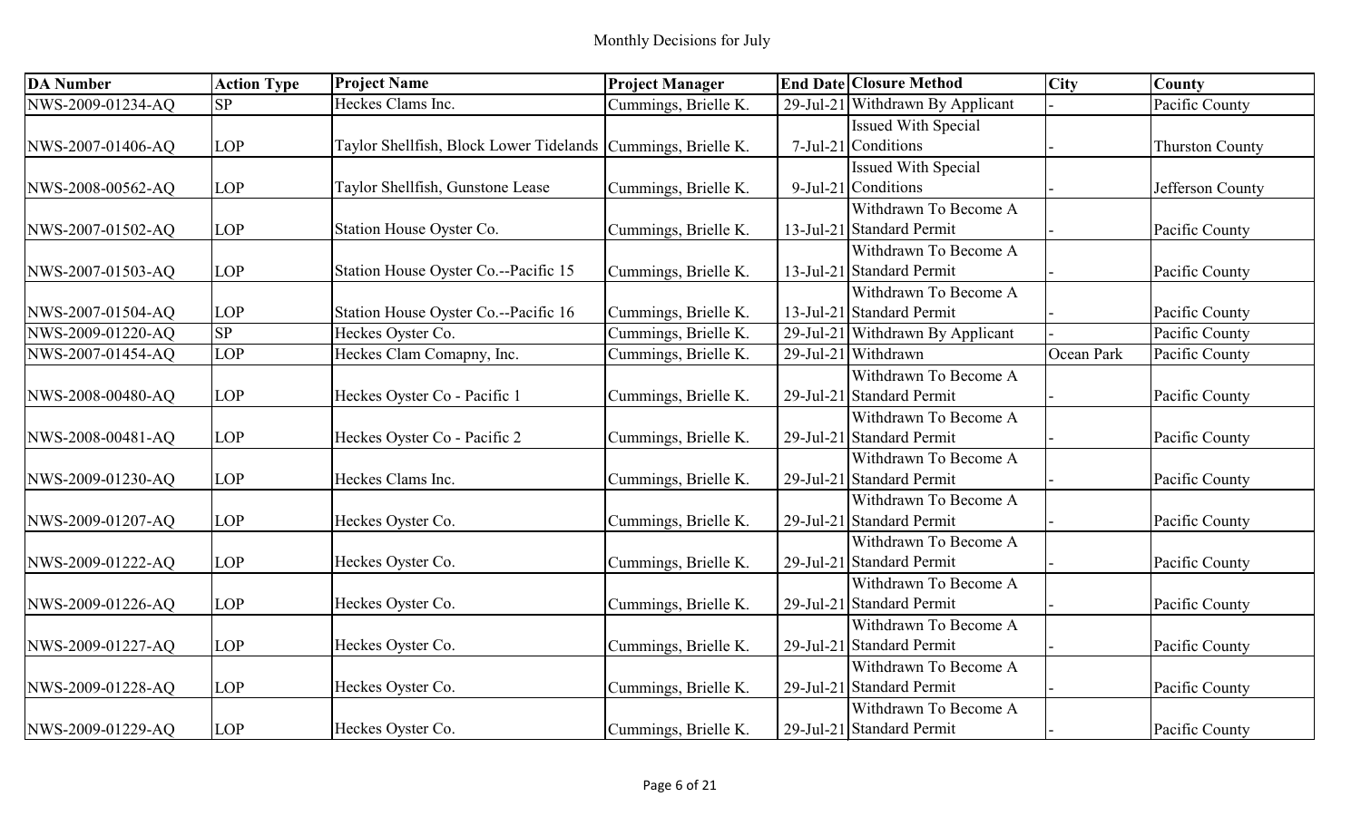Monthly Decisions for July

| DA Number | Action Type | Project Name | Project Manager | End Date | Closure Method | City | County |
| --- | --- | --- | --- | --- | --- | --- | --- |
| NWS-2009-01234-AQ | SP | Heckes Clams Inc. | Cummings, Brielle K. | 29-Jul-21 | Withdrawn By Applicant | - | Pacific County |
| NWS-2007-01406-AQ | LOP | Taylor Shellfish, Block Lower Tidelands | Cummings, Brielle K. | 7-Jul-21 | Issued With Special Conditions | - | Thurston County |
| NWS-2008-00562-AQ | LOP | Taylor Shellfish, Gunstone Lease | Cummings, Brielle K. | 9-Jul-21 | Issued With Special Conditions | - | Jefferson County |
| NWS-2007-01502-AQ | LOP | Station House Oyster Co. | Cummings, Brielle K. | 13-Jul-21 | Withdrawn To Become A Standard Permit | - | Pacific County |
| NWS-2007-01503-AQ | LOP | Station House Oyster Co.--Pacific 15 | Cummings, Brielle K. | 13-Jul-21 | Withdrawn To Become A Standard Permit | - | Pacific County |
| NWS-2007-01504-AQ | LOP | Station House Oyster Co.--Pacific 16 | Cummings, Brielle K. | 13-Jul-21 | Withdrawn To Become A Standard Permit | - | Pacific County |
| NWS-2009-01220-AQ | SP | Heckes Oyster Co. | Cummings, Brielle K. | 29-Jul-21 | Withdrawn By Applicant | - | Pacific County |
| NWS-2007-01454-AQ | LOP | Heckes Clam Comapny, Inc. | Cummings, Brielle K. | 29-Jul-21 | Withdrawn | Ocean Park | Pacific County |
| NWS-2008-00480-AQ | LOP | Heckes Oyster Co - Pacific 1 | Cummings, Brielle K. | 29-Jul-21 | Withdrawn To Become A Standard Permit | - | Pacific County |
| NWS-2008-00481-AQ | LOP | Heckes Oyster Co - Pacific 2 | Cummings, Brielle K. | 29-Jul-21 | Withdrawn To Become A Standard Permit | - | Pacific County |
| NWS-2009-01230-AQ | LOP | Heckes Clams Inc. | Cummings, Brielle K. | 29-Jul-21 | Withdrawn To Become A Standard Permit | - | Pacific County |
| NWS-2009-01207-AQ | LOP | Heckes Oyster Co. | Cummings, Brielle K. | 29-Jul-21 | Withdrawn To Become A Standard Permit | - | Pacific County |
| NWS-2009-01222-AQ | LOP | Heckes Oyster Co. | Cummings, Brielle K. | 29-Jul-21 | Withdrawn To Become A Standard Permit | - | Pacific County |
| NWS-2009-01226-AQ | LOP | Heckes Oyster Co. | Cummings, Brielle K. | 29-Jul-21 | Withdrawn To Become A Standard Permit | - | Pacific County |
| NWS-2009-01227-AQ | LOP | Heckes Oyster Co. | Cummings, Brielle K. | 29-Jul-21 | Withdrawn To Become A Standard Permit | - | Pacific County |
| NWS-2009-01228-AQ | LOP | Heckes Oyster Co. | Cummings, Brielle K. | 29-Jul-21 | Withdrawn To Become A Standard Permit | - | Pacific County |
| NWS-2009-01229-AQ | LOP | Heckes Oyster Co. | Cummings, Brielle K. | 29-Jul-21 | Withdrawn To Become A Standard Permit | - | Pacific County |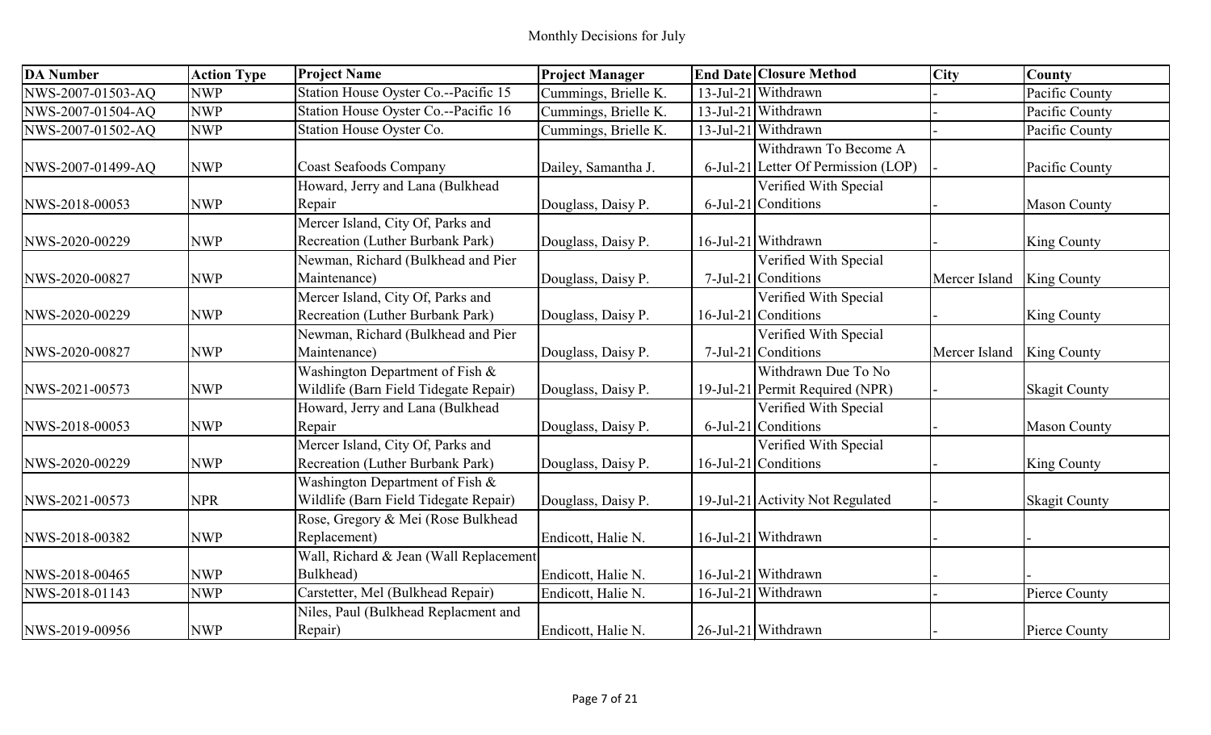Monthly Decisions for July

| DA Number | Action Type | Project Name | Project Manager | End Date | Closure Method | City | County |
|---|---|---|---|---|---|---|---|
| NWS-2007-01503-AQ | NWP | Station House Oyster Co.--Pacific 15 | Cummings, Brielle K. | 13-Jul-21 | Withdrawn | - | Pacific County |
| NWS-2007-01504-AQ | NWP | Station House Oyster Co.--Pacific 16 | Cummings, Brielle K. | 13-Jul-21 | Withdrawn | - | Pacific County |
| NWS-2007-01502-AQ | NWP | Station House Oyster Co. | Cummings, Brielle K. | 13-Jul-21 | Withdrawn | - | Pacific County |
| NWS-2007-01499-AQ | NWP | Coast Seafoods Company | Dailey, Samantha J. | 6-Jul-21 | Withdrawn To Become A Letter Of Permission (LOP) | - | Pacific County |
| NWS-2018-00053 | NWP | Howard, Jerry and Lana (Bulkhead Repair | Douglass, Daisy P. | 6-Jul-21 | Verified With Special Conditions | - | Mason County |
| NWS-2020-00229 | NWP | Mercer Island, City Of, Parks and Recreation (Luther Burbank Park) | Douglass, Daisy P. | 16-Jul-21 | Withdrawn | - | King County |
| NWS-2020-00827 | NWP | Newman, Richard (Bulkhead and Pier Maintenance) | Douglass, Daisy P. | 7-Jul-21 | Verified With Special Conditions | Mercer Island | King County |
| NWS-2020-00229 | NWP | Mercer Island, City Of, Parks and Recreation (Luther Burbank Park) | Douglass, Daisy P. | 16-Jul-21 | Verified With Special Conditions | - | King County |
| NWS-2020-00827 | NWP | Newman, Richard (Bulkhead and Pier Maintenance) | Douglass, Daisy P. | 7-Jul-21 | Verified With Special Conditions | Mercer Island | King County |
| NWS-2021-00573 | NWP | Washington Department of Fish & Wildlife (Barn Field Tidegate Repair) | Douglass, Daisy P. | 19-Jul-21 | Withdrawn Due To No Permit Required (NPR) | - | Skagit County |
| NWS-2018-00053 | NWP | Howard, Jerry and Lana (Bulkhead Repair | Douglass, Daisy P. | 6-Jul-21 | Verified With Special Conditions | - | Mason County |
| NWS-2020-00229 | NWP | Mercer Island, City Of, Parks and Recreation (Luther Burbank Park) | Douglass, Daisy P. | 16-Jul-21 | Verified With Special Conditions | - | King County |
| NWS-2021-00573 | NPR | Washington Department of Fish & Wildlife (Barn Field Tidegate Repair) | Douglass, Daisy P. | 19-Jul-21 | Activity Not Regulated | - | Skagit County |
| NWS-2018-00382 | NWP | Rose, Gregory & Mei (Rose Bulkhead Replacement) | Endicott, Halie N. | 16-Jul-21 | Withdrawn | - | - |
| NWS-2018-00465 | NWP | Wall, Richard & Jean (Wall Replacement Bulkhead) | Endicott, Halie N. | 16-Jul-21 | Withdrawn | - | - |
| NWS-2018-01143 | NWP | Carstetter, Mel (Bulkhead Repair) | Endicott, Halie N. | 16-Jul-21 | Withdrawn | - | Pierce County |
| NWS-2019-00956 | NWP | Niles, Paul (Bulkhead Replacment and Repair) | Endicott, Halie N. | 26-Jul-21 | Withdrawn | - | Pierce County |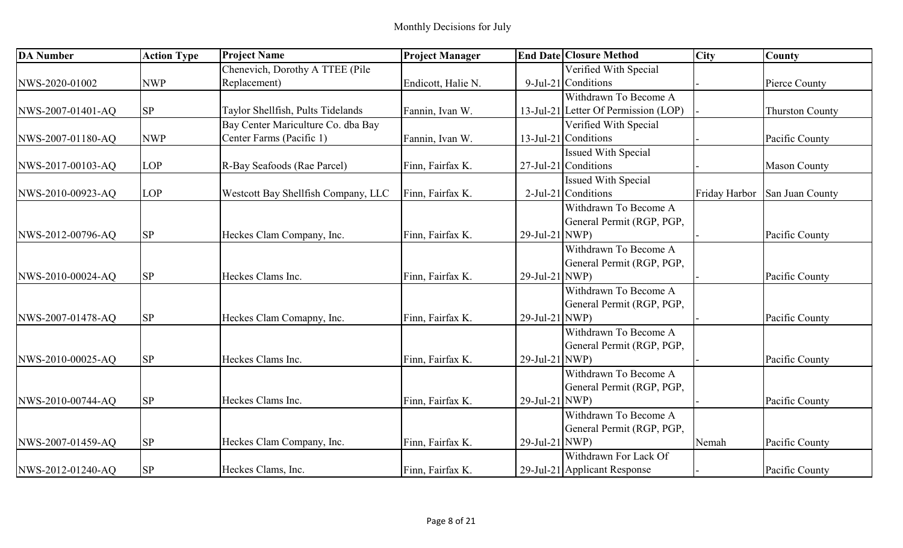Monthly Decisions for July

| DA Number | Action Type | Project Name | Project Manager | End Date | Closure Method | City | County |
|---|---|---|---|---|---|---|---|
| NWS-2020-01002 | NWP | Chenevich, Dorothy A TTEE (Pile Replacement) | Endicott, Halie N. | 9-Jul-21 | Verified With Special Conditions | - | Pierce County |
| NWS-2007-01401-AQ | SP | Taylor Shellfish, Pults Tidelands | Fannin, Ivan W. | 13-Jul-21 | Withdrawn To Become A Letter Of Permission (LOP) | - | Thurston County |
| NWS-2007-01180-AQ | NWP | Bay Center Mariculture Co. dba Bay Center Farms (Pacific 1) | Fannin, Ivan W. | 13-Jul-21 | Verified With Special Conditions | - | Pacific County |
| NWS-2017-00103-AQ | LOP | R-Bay Seafoods (Rae Parcel) | Finn, Fairfax K. | 27-Jul-21 | Issued With Special Conditions | - | Mason County |
| NWS-2010-00923-AQ | LOP | Westcott Bay Shellfish Company, LLC | Finn, Fairfax K. | 2-Jul-21 | Issued With Special Conditions | Friday Harbor | San Juan County |
| NWS-2012-00796-AQ | SP | Heckes Clam Company, Inc. | Finn, Fairfax K. | 29-Jul-21 | Withdrawn To Become A General Permit (RGP, PGP, NWP) | - | Pacific County |
| NWS-2010-00024-AQ | SP | Heckes Clams Inc. | Finn, Fairfax K. | 29-Jul-21 | Withdrawn To Become A General Permit (RGP, PGP, NWP) | - | Pacific County |
| NWS-2007-01478-AQ | SP | Heckes Clam Comapny, Inc. | Finn, Fairfax K. | 29-Jul-21 | Withdrawn To Become A General Permit (RGP, PGP, NWP) | - | Pacific County |
| NWS-2010-00025-AQ | SP | Heckes Clams Inc. | Finn, Fairfax K. | 29-Jul-21 | Withdrawn To Become A General Permit (RGP, PGP, NWP) | - | Pacific County |
| NWS-2010-00744-AQ | SP | Heckes Clams Inc. | Finn, Fairfax K. | 29-Jul-21 | Withdrawn To Become A General Permit (RGP, PGP, NWP) | - | Pacific County |
| NWS-2007-01459-AQ | SP | Heckes Clam Company, Inc. | Finn, Fairfax K. | 29-Jul-21 | Withdrawn To Become A General Permit (RGP, PGP, NWP) | Nemah | Pacific County |
| NWS-2012-01240-AQ | SP | Heckes Clams, Inc. | Finn, Fairfax K. | 29-Jul-21 | Withdrawn For Lack Of Applicant Response | - | Pacific County |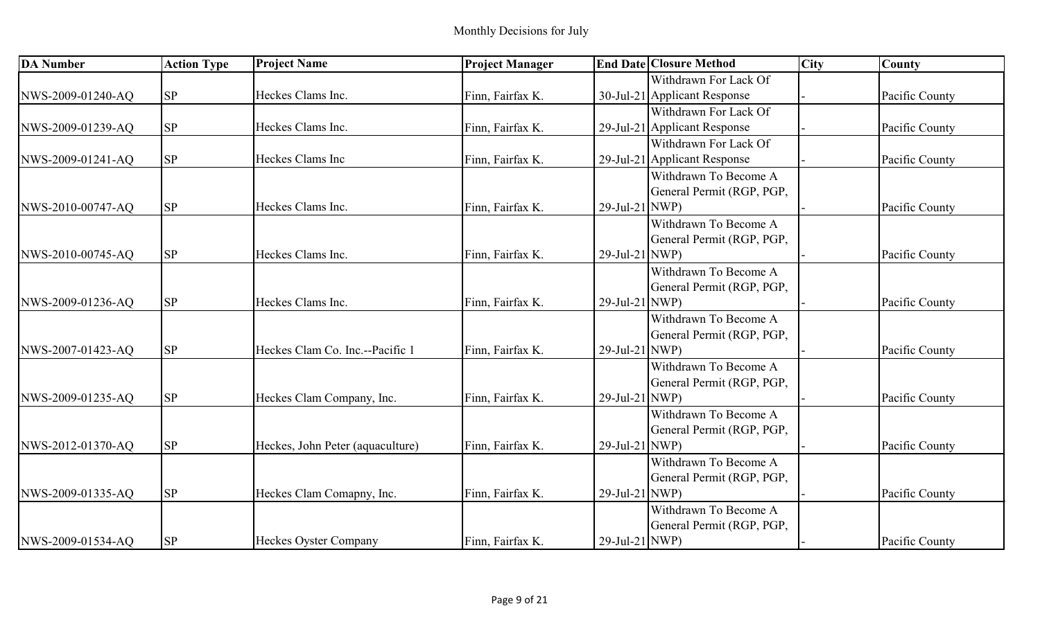Monthly Decisions for July

| DA Number | Action Type | Project Name | Project Manager | End Date | Closure Method | City | County |
|---|---|---|---|---|---|---|---|
| NWS-2009-01240-AQ | SP | Heckes Clams Inc. | Finn, Fairfax K. | 30-Jul-21 | Withdrawn For Lack Of Applicant Response | - | Pacific County |
| NWS-2009-01239-AQ | SP | Heckes Clams Inc. | Finn, Fairfax K. | 29-Jul-21 | Withdrawn For Lack Of Applicant Response | - | Pacific County |
| NWS-2009-01241-AQ | SP | Heckes Clams Inc | Finn, Fairfax K. | 29-Jul-21 | Withdrawn For Lack Of Applicant Response | - | Pacific County |
| NWS-2010-00747-AQ | SP | Heckes Clams Inc. | Finn, Fairfax K. | 29-Jul-21 | Withdrawn To Become A General Permit (RGP, PGP, NWP) | - | Pacific County |
| NWS-2010-00745-AQ | SP | Heckes Clams Inc. | Finn, Fairfax K. | 29-Jul-21 | Withdrawn To Become A General Permit (RGP, PGP, NWP) | - | Pacific County |
| NWS-2009-01236-AQ | SP | Heckes Clams Inc. | Finn, Fairfax K. | 29-Jul-21 | Withdrawn To Become A General Permit (RGP, PGP, NWP) | - | Pacific County |
| NWS-2007-01423-AQ | SP | Heckes Clam Co. Inc.--Pacific 1 | Finn, Fairfax K. | 29-Jul-21 | Withdrawn To Become A General Permit (RGP, PGP, NWP) | - | Pacific County |
| NWS-2009-01235-AQ | SP | Heckes Clam Company, Inc. | Finn, Fairfax K. | 29-Jul-21 | Withdrawn To Become A General Permit (RGP, PGP, NWP) | - | Pacific County |
| NWS-2012-01370-AQ | SP | Heckes, John Peter (aquaculture) | Finn, Fairfax K. | 29-Jul-21 | Withdrawn To Become A General Permit (RGP, PGP, NWP) | - | Pacific County |
| NWS-2009-01335-AQ | SP | Heckes Clam Comapny, Inc. | Finn, Fairfax K. | 29-Jul-21 | Withdrawn To Become A General Permit (RGP, PGP, NWP) | - | Pacific County |
| NWS-2009-01534-AQ | SP | Heckes Oyster Company | Finn, Fairfax K. | 29-Jul-21 | Withdrawn To Become A General Permit (RGP, PGP, NWP) | - | Pacific County |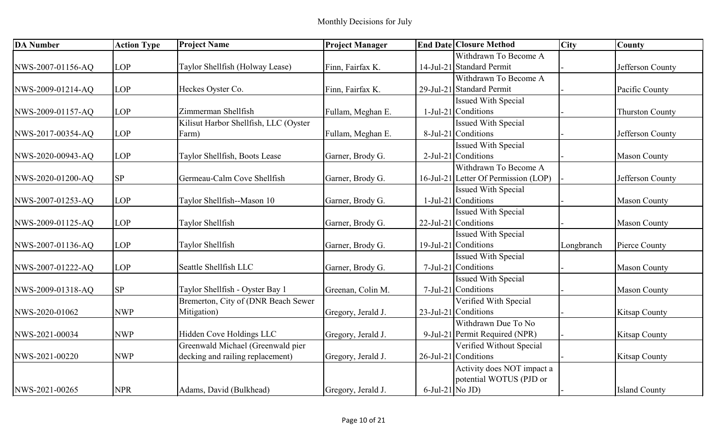Monthly Decisions for July

| DA Number | Action Type | Project Name | Project Manager | End Date | Closure Method | City | County |
|---|---|---|---|---|---|---|---|
| NWS-2007-01156-AQ | LOP | Taylor Shellfish (Holway Lease) | Finn, Fairfax K. | 14-Jul-21 | Withdrawn To Become A Standard Permit | - | Jefferson County |
| NWS-2009-01214-AQ | LOP | Heckes Oyster Co. | Finn, Fairfax K. | 29-Jul-21 | Withdrawn To Become A Standard Permit | - | Pacific County |
| NWS-2009-01157-AQ | LOP | Zimmerman Shellfish | Fullam, Meghan E. | 1-Jul-21 | Issued With Special Conditions | - | Thurston County |
| NWS-2017-00354-AQ | LOP | Kilisut Harbor Shellfish, LLC (Oyster Farm) | Fullam, Meghan E. | 8-Jul-21 | Issued With Special Conditions | - | Jefferson County |
| NWS-2020-00943-AQ | LOP | Taylor Shellfish, Boots Lease | Garner, Brody G. | 2-Jul-21 | Issued With Special Conditions | - | Mason County |
| NWS-2020-01200-AQ | SP | Germeau-Calm Cove Shellfish | Garner, Brody G. | 16-Jul-21 | Withdrawn To Become A Letter Of Permission (LOP) | - | Jefferson County |
| NWS-2007-01253-AQ | LOP | Taylor Shellfish--Mason 10 | Garner, Brody G. | 1-Jul-21 | Issued With Special Conditions | - | Mason County |
| NWS-2009-01125-AQ | LOP | Taylor Shellfish | Garner, Brody G. | 22-Jul-21 | Issued With Special Conditions | - | Mason County |
| NWS-2007-01136-AQ | LOP | Taylor Shellfish | Garner, Brody G. | 19-Jul-21 | Issued With Special Conditions | Longbranch | Pierce County |
| NWS-2007-01222-AQ | LOP | Seattle Shellfish LLC | Garner, Brody G. | 7-Jul-21 | Issued With Special Conditions | - | Mason County |
| NWS-2009-01318-AQ | SP | Taylor Shellfish - Oyster Bay 1 | Greenan, Colin M. | 7-Jul-21 | Issued With Special Conditions | - | Mason County |
| NWS-2020-01062 | NWP | Bremerton, City of (DNR Beach Sewer Mitigation) | Gregory, Jerald J. | 23-Jul-21 | Verified With Special Conditions | - | Kitsap County |
| NWS-2021-00034 | NWP | Hidden Cove Holdings LLC | Gregory, Jerald J. | 9-Jul-21 | Withdrawn Due To No Permit Required (NPR) | - | Kitsap County |
| NWS-2021-00220 | NWP | Greenwald Michael (Greenwald pier decking and railing replacement) | Gregory, Jerald J. | 26-Jul-21 | Verified Without Special Conditions | - | Kitsap County |
| NWS-2021-00265 | NPR | Adams, David (Bulkhead) | Gregory, Jerald J. | 6-Jul-21 | Activity does NOT impact a potential WOTUS (PJD or No JD) | - | Island County |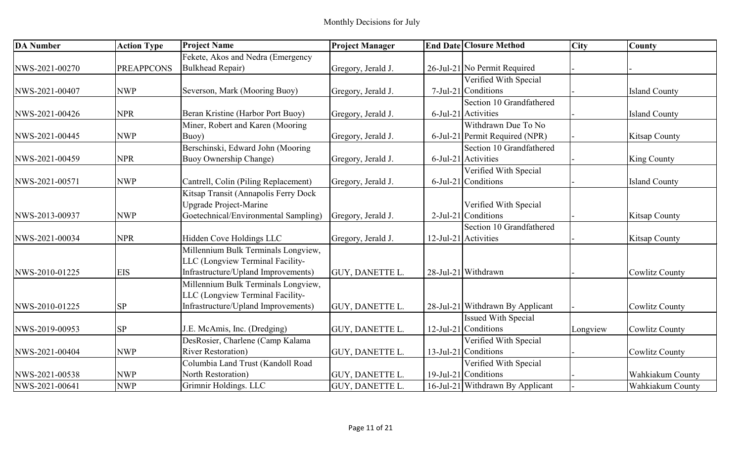Monthly Decisions for July

| DA Number | Action Type | Project Name | Project Manager | End Date | Closure Method | City | County |
|---|---|---|---|---|---|---|---|
| NWS-2021-00270 | PREAPPCONS | Fekete, Akos and Nedra (Emergency Bulkhead Repair) | Gregory, Jerald J. | 26-Jul-21 | No Permit Required | - | - |
| NWS-2021-00407 | NWP | Severson, Mark (Mooring Buoy) | Gregory, Jerald J. | 7-Jul-21 | Verified With Special Conditions | - | Island County |
| NWS-2021-00426 | NPR | Beran Kristine (Harbor Port Buoy) | Gregory, Jerald J. | 6-Jul-21 | Section 10 Grandfathered Activities | - | Island County |
| NWS-2021-00445 | NWP | Miner, Robert and Karen (Mooring Buoy) | Gregory, Jerald J. | 6-Jul-21 | Withdrawn Due To No Permit Required (NPR) | - | Kitsap County |
| NWS-2021-00459 | NPR | Berschinski, Edward John (Mooring Buoy Ownership Change) | Gregory, Jerald J. | 6-Jul-21 | Section 10 Grandfathered Activities | - | King County |
| NWS-2021-00571 | NWP | Cantrell, Colin (Piling Replacement) | Gregory, Jerald J. | 6-Jul-21 | Verified With Special Conditions | - | Island County |
| NWS-2013-00937 | NWP | Kitsap Transit (Annapolis Ferry Dock Upgrade Project-Marine Goetechnical/Environmental Sampling) | Gregory, Jerald J. | 2-Jul-21 | Verified With Special Conditions | - | Kitsap County |
| NWS-2021-00034 | NPR | Hidden Cove Holdings LLC | Gregory, Jerald J. | 12-Jul-21 | Section 10 Grandfathered Activities | - | Kitsap County |
| NWS-2010-01225 | EIS | Millennium Bulk Terminals Longview, LLC (Longview Terminal Facility-Infrastructure/Upland Improvements) | GUY, DANETTE L. | 28-Jul-21 | Withdrawn | - | Cowlitz County |
| NWS-2010-01225 | SP | Millennium Bulk Terminals Longview, LLC (Longview Terminal Facility-Infrastructure/Upland Improvements) | GUY, DANETTE L. | 28-Jul-21 | Withdrawn By Applicant | - | Cowlitz County |
| NWS-2019-00953 | SP | J.E. McAmis, Inc. (Dredging) | GUY, DANETTE L. | 12-Jul-21 | Issued With Special Conditions | Longview | Cowlitz County |
| NWS-2021-00404 | NWP | DesRosier, Charlene (Camp Kalama River Restoration) | GUY, DANETTE L. | 13-Jul-21 | Verified With Special Conditions | - | Cowlitz County |
| NWS-2021-00538 | NWP | Columbia Land Trust (Kandoll Road North Restoration) | GUY, DANETTE L. | 19-Jul-21 | Verified With Special Conditions | - | Wahkiakum County |
| NWS-2021-00641 | NWP | Grimnir Holdings. LLC | GUY, DANETTE L. | 16-Jul-21 | Withdrawn By Applicant | - | Wahkiakum County |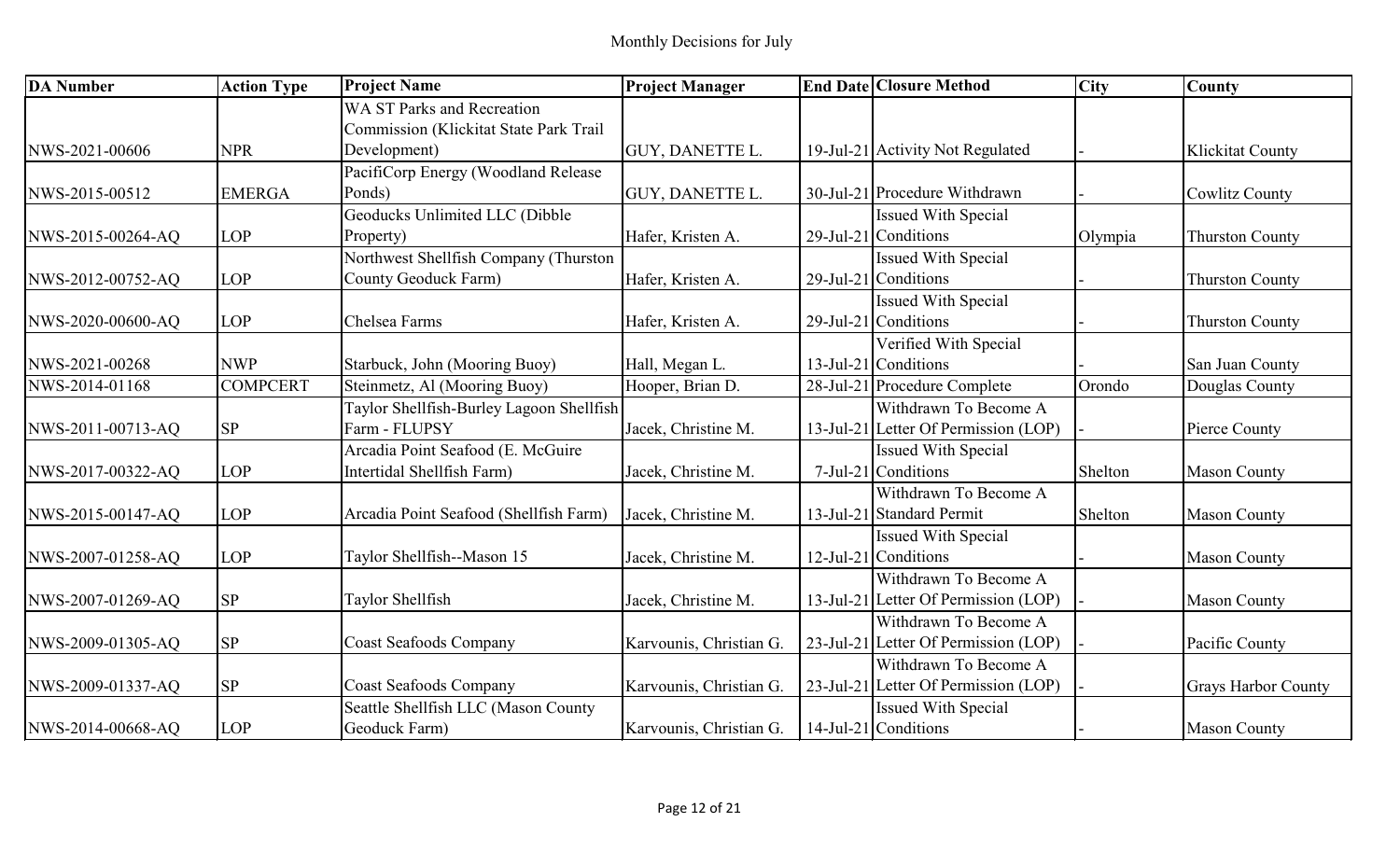Monthly Decisions for July

| DA Number | Action Type | Project Name | Project Manager | End Date | Closure Method | City | County |
|---|---|---|---|---|---|---|---|
| NWS-2021-00606 | NPR | WA ST Parks and Recreation Commission (Klickitat State Park Trail Development) | GUY, DANETTE L. | 19-Jul-21 | Activity Not Regulated | - | Klickitat County |
| NWS-2015-00512 | EMERGA | PacifiCorp Energy (Woodland Release Ponds) | GUY, DANETTE L. | 30-Jul-21 | Procedure Withdrawn | - | Cowlitz County |
| NWS-2015-00264-AQ | LOP | Geoducks Unlimited LLC (Dibble Property) | Hafer, Kristen A. | 29-Jul-21 | Issued With Special Conditions | Olympia | Thurston County |
| NWS-2012-00752-AQ | LOP | Northwest Shellfish Company (Thurston County Geoduck Farm) | Hafer, Kristen A. | 29-Jul-21 | Issued With Special Conditions | - | Thurston County |
| NWS-2020-00600-AQ | LOP | Chelsea Farms | Hafer, Kristen A. | 29-Jul-21 | Issued With Special Conditions | - | Thurston County |
| NWS-2021-00268 | NWP | Starbuck, John (Mooring Buoy) | Hall, Megan L. | 13-Jul-21 | Verified With Special Conditions | - | San Juan County |
| NWS-2014-01168 | COMPCERT | Steinmetz, Al (Mooring Buoy) | Hooper, Brian D. | 28-Jul-21 | Procedure Complete | Orondo | Douglas County |
| NWS-2011-00713-AQ | SP | Taylor Shellfish-Burley Lagoon Shellfish Farm - FLUPSY | Jacek, Christine M. | 13-Jul-21 | Withdrawn To Become A Letter Of Permission (LOP) | - | Pierce County |
| NWS-2017-00322-AQ | LOP | Arcadia Point Seafood (E. McGuire Intertidal Shellfish Farm) | Jacek, Christine M. | 7-Jul-21 | Issued With Special Conditions | Shelton | Mason County |
| NWS-2015-00147-AQ | LOP | Arcadia Point Seafood (Shellfish Farm) | Jacek, Christine M. | 13-Jul-21 | Withdrawn To Become A Standard Permit | Shelton | Mason County |
| NWS-2007-01258-AQ | LOP | Taylor Shellfish--Mason 15 | Jacek, Christine M. | 12-Jul-21 | Issued With Special Conditions | - | Mason County |
| NWS-2007-01269-AQ | SP | Taylor Shellfish | Jacek, Christine M. | 13-Jul-21 | Withdrawn To Become A Letter Of Permission (LOP) | - | Mason County |
| NWS-2009-01305-AQ | SP | Coast Seafoods Company | Karvounis, Christian G. | 23-Jul-21 | Withdrawn To Become A Letter Of Permission (LOP) | - | Pacific County |
| NWS-2009-01337-AQ | SP | Coast Seafoods Company | Karvounis, Christian G. | 23-Jul-21 | Withdrawn To Become A Letter Of Permission (LOP) | - | Grays Harbor County |
| NWS-2014-00668-AQ | LOP | Seattle Shellfish LLC (Mason County Geoduck Farm) | Karvounis, Christian G. | 14-Jul-21 | Issued With Special Conditions | - | Mason County |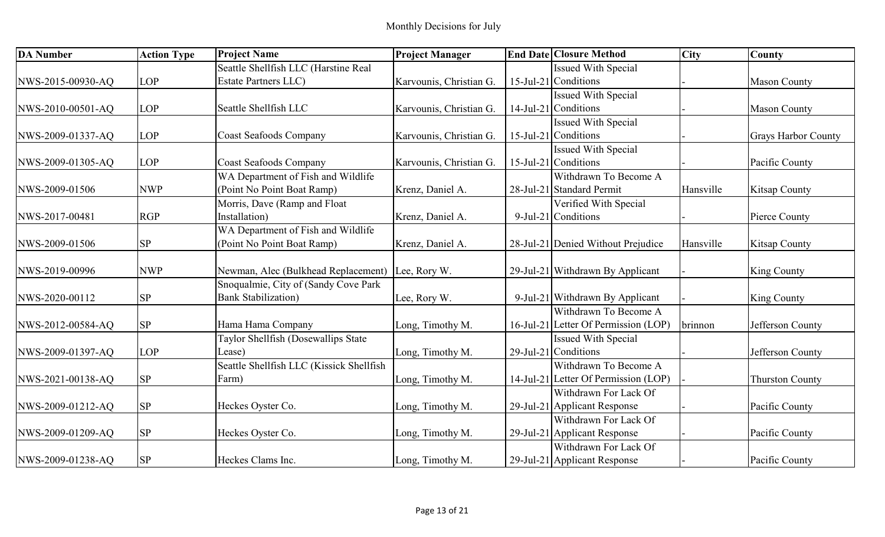Monthly Decisions for July

| DA Number | Action Type | Project Name | Project Manager | End Date | Closure Method | City | County |
|---|---|---|---|---|---|---|---|
| NWS-2015-00930-AQ | LOP | Seattle Shellfish LLC (Harstine Real Estate Partners LLC) | Karvounis, Christian G. | 15-Jul-21 | Issued With Special Conditions | - | Mason County |
| NWS-2010-00501-AQ | LOP | Seattle Shellfish LLC | Karvounis, Christian G. | 14-Jul-21 | Issued With Special Conditions | - | Mason County |
| NWS-2009-01337-AQ | LOP | Coast Seafoods Company | Karvounis, Christian G. | 15-Jul-21 | Issued With Special Conditions | - | Grays Harbor County |
| NWS-2009-01305-AQ | LOP | Coast Seafoods Company | Karvounis, Christian G. | 15-Jul-21 | Issued With Special Conditions | - | Pacific County |
| NWS-2009-01506 | NWP | WA Department of Fish and Wildlife (Point No Point Boat Ramp) | Krenz, Daniel A. | 28-Jul-21 | Withdrawn To Become A Standard Permit | Hansville | Kitsap County |
| NWS-2017-00481 | RGP | Morris, Dave (Ramp and Float Installation) | Krenz, Daniel A. | 9-Jul-21 | Verified With Special Conditions | - | Pierce County |
| NWS-2009-01506 | SP | WA Department of Fish and Wildlife (Point No Point Boat Ramp) | Krenz, Daniel A. | 28-Jul-21 | Denied Without Prejudice | Hansville | Kitsap County |
| NWS-2019-00996 | NWP | Newman, Alec (Bulkhead Replacement) | Lee, Rory W. | 29-Jul-21 | Withdrawn By Applicant | - | King County |
| NWS-2020-00112 | SP | Snoqualmie, City of (Sandy Cove Park Bank Stabilization) | Lee, Rory W. | 9-Jul-21 | Withdrawn By Applicant | - | King County |
| NWS-2012-00584-AQ | SP | Hama Hama Company | Long, Timothy M. | 16-Jul-21 | Withdrawn To Become A Letter Of Permission (LOP) | brinnon | Jefferson County |
| NWS-2009-01397-AQ | LOP | Taylor Shellfish (Dosewallips State Lease) | Long, Timothy M. | 29-Jul-21 | Issued With Special Conditions | - | Jefferson County |
| NWS-2021-00138-AQ | SP | Seattle Shellfish LLC (Kissick Shellfish Farm) | Long, Timothy M. | 14-Jul-21 | Withdrawn To Become A Letter Of Permission (LOP) | - | Thurston County |
| NWS-2009-01212-AQ | SP | Heckes Oyster Co. | Long, Timothy M. | 29-Jul-21 | Withdrawn For Lack Of Applicant Response | - | Pacific County |
| NWS-2009-01209-AQ | SP | Heckes Oyster Co. | Long, Timothy M. | 29-Jul-21 | Withdrawn For Lack Of Applicant Response | - | Pacific County |
| NWS-2009-01238-AQ | SP | Heckes Clams Inc. | Long, Timothy M. | 29-Jul-21 | Withdrawn For Lack Of Applicant Response | - | Pacific County |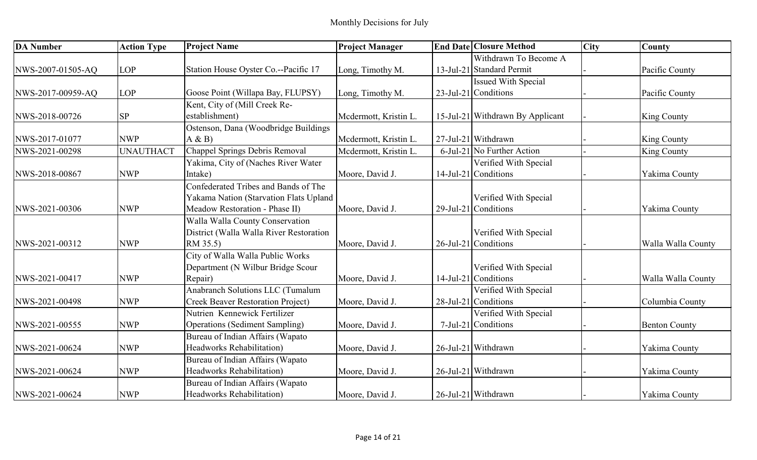Monthly Decisions for July

| DA Number | Action Type | Project Name | Project Manager | End Date | Closure Method | City | County |
|---|---|---|---|---|---|---|---|
| NWS-2007-01505-AQ | LOP | Station House Oyster Co.--Pacific 17 | Long, Timothy M. | 13-Jul-21 | Withdrawn To Become A Standard Permit | - | Pacific County |
| NWS-2017-00959-AQ | LOP | Goose Point (Willapa Bay, FLUPSY) | Long, Timothy M. | 23-Jul-21 | Issued With Special Conditions | - | Pacific County |
| NWS-2018-00726 | SP | Kent, City of (Mill Creek Re-establishment) | Mcdermott, Kristin L. | 15-Jul-21 | Withdrawn By Applicant | - | King County |
| NWS-2017-01077 | NWP | Ostenson, Dana (Woodbridge Buildings A & B) | Mcdermott, Kristin L. | 27-Jul-21 | Withdrawn | - | King County |
| NWS-2021-00298 | UNAUTHACT | Chappel Springs Debris Removal | Mcdermott, Kristin L. | 6-Jul-21 | No Further Action | - | King County |
| NWS-2018-00867 | NWP | Yakima, City of (Naches River Water Intake) | Moore, David J. | 14-Jul-21 | Verified With Special Conditions | - | Yakima County |
| NWS-2021-00306 | NWP | Confederated Tribes and Bands of The Yakama Nation (Starvation Flats Upland Meadow Restoration - Phase II) | Moore, David J. | 29-Jul-21 | Verified With Special Conditions | - | Yakima County |
| NWS-2021-00312 | NWP | Walla Walla County Conservation District (Walla Walla River Restoration RM 35.5) | Moore, David J. | 26-Jul-21 | Verified With Special Conditions | - | Walla Walla County |
| NWS-2021-00417 | NWP | City of Walla Walla Public Works Department (N Wilbur Bridge Scour Repair) | Moore, David J. | 14-Jul-21 | Verified With Special Conditions | - | Walla Walla County |
| NWS-2021-00498 | NWP | Anabranch Solutions LLC (Tumalum Creek Beaver Restoration Project) | Moore, David J. | 28-Jul-21 | Verified With Special Conditions | - | Columbia County |
| NWS-2021-00555 | NWP | Nutrien Kennewick Fertilizer Operations (Sediment Sampling) | Moore, David J. | 7-Jul-21 | Verified With Special Conditions | - | Benton County |
| NWS-2021-00624 | NWP | Bureau of Indian Affairs (Wapato Headworks Rehabilitation) | Moore, David J. | 26-Jul-21 | Withdrawn | - | Yakima County |
| NWS-2021-00624 | NWP | Bureau of Indian Affairs (Wapato Headworks Rehabilitation) | Moore, David J. | 26-Jul-21 | Withdrawn | - | Yakima County |
| NWS-2021-00624 | NWP | Bureau of Indian Affairs (Wapato Headworks Rehabilitation) | Moore, David J. | 26-Jul-21 | Withdrawn | - | Yakima County |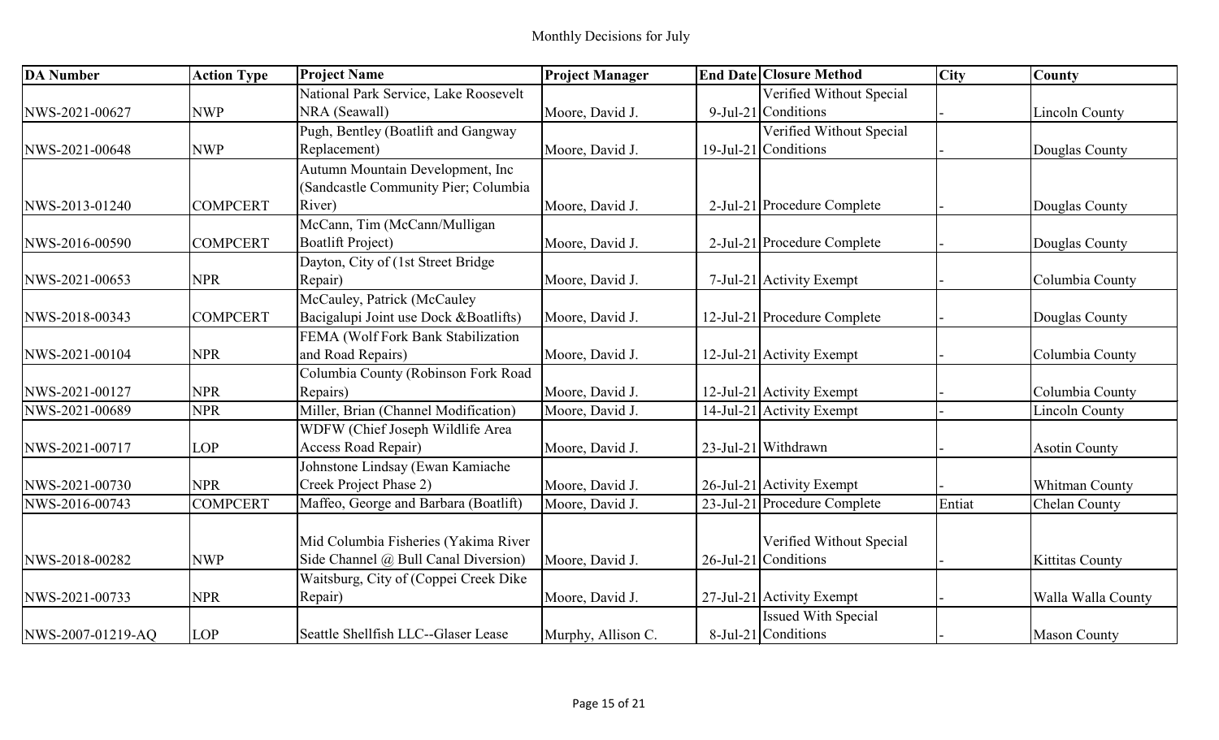Monthly Decisions for July

| DA Number | Action Type | Project Name | Project Manager | End Date | Closure Method | City | County |
|---|---|---|---|---|---|---|---|
| NWS-2021-00627 | NWP | National Park Service, Lake Roosevelt NRA (Seawall) | Moore, David J. | 9-Jul-21 | Verified Without Special Conditions | - | Lincoln County |
| NWS-2021-00648 | NWP | Pugh, Bentley (Boatlift and Gangway Replacement) | Moore, David J. | 19-Jul-21 | Verified Without Special Conditions | - | Douglas County |
| NWS-2013-01240 | COMPCERT | Autumn Mountain Development, Inc (Sandcastle Community Pier; Columbia River) | Moore, David J. | 2-Jul-21 | Procedure Complete | - | Douglas County |
| NWS-2016-00590 | COMPCERT | McCann, Tim (McCann/Mulligan Boatlift Project) | Moore, David J. | 2-Jul-21 | Procedure Complete | - | Douglas County |
| NWS-2021-00653 | NPR | Dayton, City of (1st Street Bridge Repair) | Moore, David J. | 7-Jul-21 | Activity Exempt | - | Columbia County |
| NWS-2018-00343 | COMPCERT | McCauley, Patrick (McCauley Bacigalupi Joint use Dock &Boatlifts) | Moore, David J. | 12-Jul-21 | Procedure Complete | - | Douglas County |
| NWS-2021-00104 | NPR | FEMA (Wolf Fork Bank Stabilization and Road Repairs) | Moore, David J. | 12-Jul-21 | Activity Exempt | - | Columbia County |
| NWS-2021-00127 | NPR | Columbia County (Robinson Fork Road Repairs) | Moore, David J. | 12-Jul-21 | Activity Exempt | - | Columbia County |
| NWS-2021-00689 | NPR | Miller, Brian (Channel Modification) | Moore, David J. | 14-Jul-21 | Activity Exempt | - | Lincoln County |
| NWS-2021-00717 | LOP | WDFW (Chief Joseph Wildlife Area Access Road Repair) | Moore, David J. | 23-Jul-21 | Withdrawn | - | Asotin County |
| NWS-2021-00730 | NPR | Johnstone Lindsay (Ewan Kamiache Creek Project Phase 2) | Moore, David J. | 26-Jul-21 | Activity Exempt | - | Whitman County |
| NWS-2016-00743 | COMPCERT | Maffeo, George and Barbara (Boatlift) | Moore, David J. | 23-Jul-21 | Procedure Complete | Entiat | Chelan County |
| NWS-2018-00282 | NWP | Mid Columbia Fisheries (Yakima River Side Channel @ Bull Canal Diversion) | Moore, David J. | 26-Jul-21 | Verified Without Special Conditions | - | Kittitas County |
| NWS-2021-00733 | NPR | Waitsburg, City of (Coppei Creek Dike Repair) | Moore, David J. | 27-Jul-21 | Activity Exempt | - | Walla Walla County |
| NWS-2007-01219-AQ | LOP | Seattle Shellfish LLC--Glaser Lease | Murphy, Allison C. | 8-Jul-21 | Issued With Special Conditions | - | Mason County |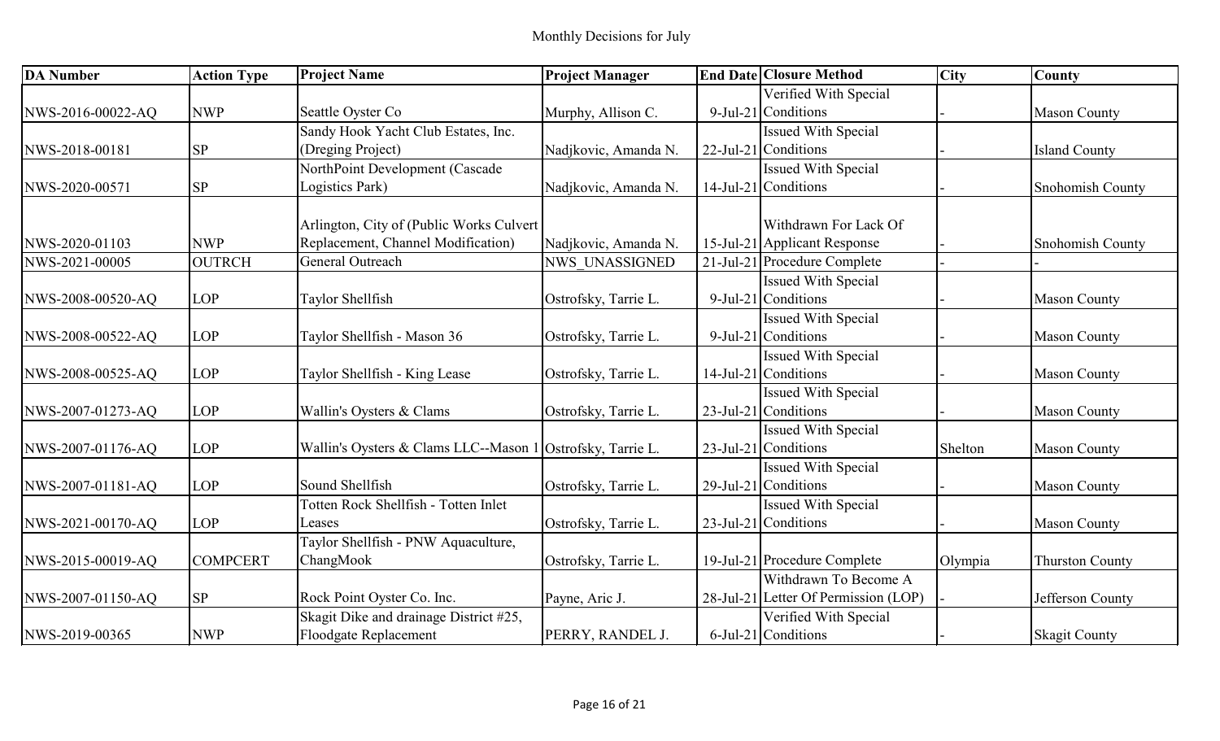Monthly Decisions for July

| DA Number | Action Type | Project Name | Project Manager | End Date | Closure Method | City | County |
|---|---|---|---|---|---|---|---|
| NWS-2016-00022-AQ | NWP | Seattle Oyster Co | Murphy, Allison C. | 9-Jul-21 | Verified With Special Conditions | - | Mason County |
| NWS-2018-00181 | SP | Sandy Hook Yacht Club Estates, Inc. (Dreging Project) | Nadjkovic, Amanda N. | 22-Jul-21 | Issued With Special Conditions | - | Island County |
| NWS-2020-00571 | SP | NorthPoint Development (Cascade Logistics Park) | Nadjkovic, Amanda N. | 14-Jul-21 | Issued With Special Conditions | - | Snohomish County |
| NWS-2020-01103 | NWP | Arlington, City of (Public Works Culvert Replacement, Channel Modification) | Nadjkovic, Amanda N. | 15-Jul-21 | Withdrawn For Lack Of Applicant Response | - | Snohomish County |
| NWS-2021-00005 | OUTRCH | General Outreach | NWS_UNASSIGNED | 21-Jul-21 | Procedure Complete | - | - |
| NWS-2008-00520-AQ | LOP | Taylor Shellfish | Ostrofsky, Tarrie L. | 9-Jul-21 | Issued With Special Conditions | - | Mason County |
| NWS-2008-00522-AQ | LOP | Taylor Shellfish - Mason 36 | Ostrofsky, Tarrie L. | 9-Jul-21 | Issued With Special Conditions | - | Mason County |
| NWS-2008-00525-AQ | LOP | Taylor Shellfish - King Lease | Ostrofsky, Tarrie L. | 14-Jul-21 | Issued With Special Conditions | - | Mason County |
| NWS-2007-01273-AQ | LOP | Wallin's Oysters & Clams | Ostrofsky, Tarrie L. | 23-Jul-21 | Issued With Special Conditions | - | Mason County |
| NWS-2007-01176-AQ | LOP | Wallin's Oysters & Clams LLC--Mason 1 | Ostrofsky, Tarrie L. | 23-Jul-21 | Issued With Special Conditions | Shelton | Mason County |
| NWS-2007-01181-AQ | LOP | Sound Shellfish | Ostrofsky, Tarrie L. | 29-Jul-21 | Issued With Special Conditions | - | Mason County |
| NWS-2021-00170-AQ | LOP | Totten Rock Shellfish - Totten Inlet Leases | Ostrofsky, Tarrie L. | 23-Jul-21 | Issued With Special Conditions | - | Mason County |
| NWS-2015-00019-AQ | COMPCERT | Taylor Shellfish - PNW Aquaculture, ChangMook | Ostrofsky, Tarrie L. | 19-Jul-21 | Procedure Complete | Olympia | Thurston County |
| NWS-2007-01150-AQ | SP | Rock Point Oyster Co. Inc. | Payne, Aric J. | 28-Jul-21 | Withdrawn To Become A Letter Of Permission (LOP) | - | Jefferson County |
| NWS-2019-00365 | NWP | Skagit Dike and drainage District #25, Floodgate Replacement | PERRY, RANDEL J. | 6-Jul-21 | Verified With Special Conditions | - | Skagit County |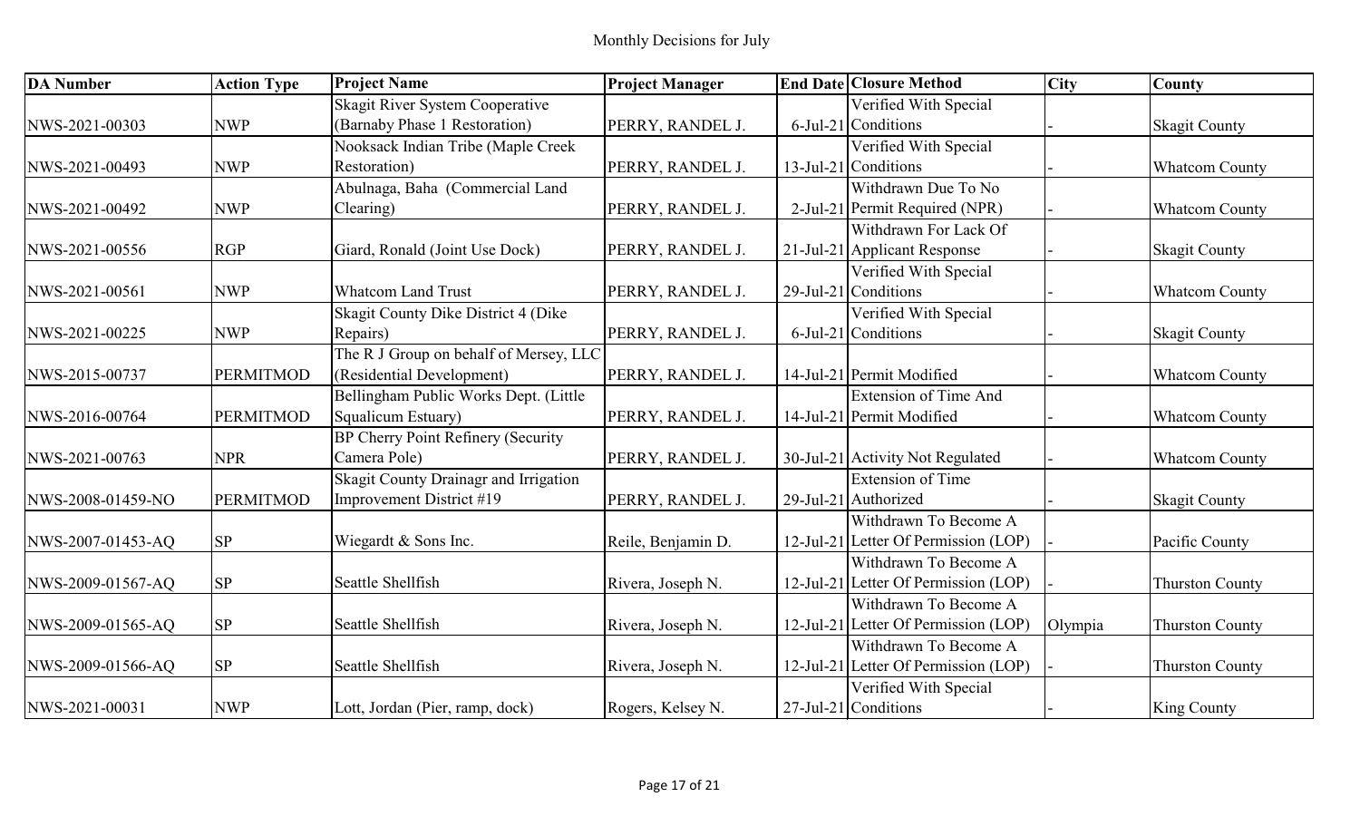Monthly Decisions for July

| DA Number | Action Type | Project Name | Project Manager | End Date | Closure Method | City | County |
|---|---|---|---|---|---|---|---|
| NWS-2021-00303 | NWP | Skagit River System Cooperative (Barnaby Phase 1 Restoration) | PERRY, RANDEL J. | 6-Jul-21 | Verified With Special Conditions | - | Skagit County |
| NWS-2021-00493 | NWP | Nooksack Indian Tribe (Maple Creek Restoration) | PERRY, RANDEL J. | 13-Jul-21 | Verified With Special Conditions | - | Whatcom County |
| NWS-2021-00492 | NWP | Abulnaga, Baha (Commercial Land Clearing) | PERRY, RANDEL J. | 2-Jul-21 | Withdrawn Due To No Permit Required (NPR) | - | Whatcom County |
| NWS-2021-00556 | RGP | Giard, Ronald (Joint Use Dock) | PERRY, RANDEL J. | 21-Jul-21 | Withdrawn For Lack Of Applicant Response | - | Skagit County |
| NWS-2021-00561 | NWP | Whatcom Land Trust | PERRY, RANDEL J. | 29-Jul-21 | Verified With Special Conditions | - | Whatcom County |
| NWS-2021-00225 | NWP | Skagit County Dike District 4 (Dike Repairs) | PERRY, RANDEL J. | 6-Jul-21 | Verified With Special Conditions | - | Skagit County |
| NWS-2015-00737 | PERMITMOD | The R J Group on behalf of Mersey, LLC (Residential Development) | PERRY, RANDEL J. | 14-Jul-21 | Permit Modified | - | Whatcom County |
| NWS-2016-00764 | PERMITMOD | Bellingham Public Works Dept. (Little Squalicum Estuary) | PERRY, RANDEL J. | 14-Jul-21 | Extension of Time And Permit Modified | - | Whatcom County |
| NWS-2021-00763 | NPR | BP Cherry Point Refinery (Security Camera Pole) | PERRY, RANDEL J. | 30-Jul-21 | Activity Not Regulated | - | Whatcom County |
| NWS-2008-01459-NO | PERMITMOD | Skagit County Drainagr and Irrigation Improvement District #19 | PERRY, RANDEL J. | 29-Jul-21 | Extension of Time Authorized | - | Skagit County |
| NWS-2007-01453-AQ | SP | Wiegardt & Sons Inc. | Reile, Benjamin D. | 12-Jul-21 | Withdrawn To Become A Letter Of Permission (LOP) | - | Pacific County |
| NWS-2009-01567-AQ | SP | Seattle Shellfish | Rivera, Joseph N. | 12-Jul-21 | Withdrawn To Become A Letter Of Permission (LOP) | - | Thurston County |
| NWS-2009-01565-AQ | SP | Seattle Shellfish | Rivera, Joseph N. | 12-Jul-21 | Withdrawn To Become A Letter Of Permission (LOP) | Olympia | Thurston County |
| NWS-2009-01566-AQ | SP | Seattle Shellfish | Rivera, Joseph N. | 12-Jul-21 | Withdrawn To Become A Letter Of Permission (LOP) | - | Thurston County |
| NWS-2021-00031 | NWP | Lott, Jordan (Pier, ramp, dock) | Rogers, Kelsey N. | 27-Jul-21 | Verified With Special Conditions | - | King County |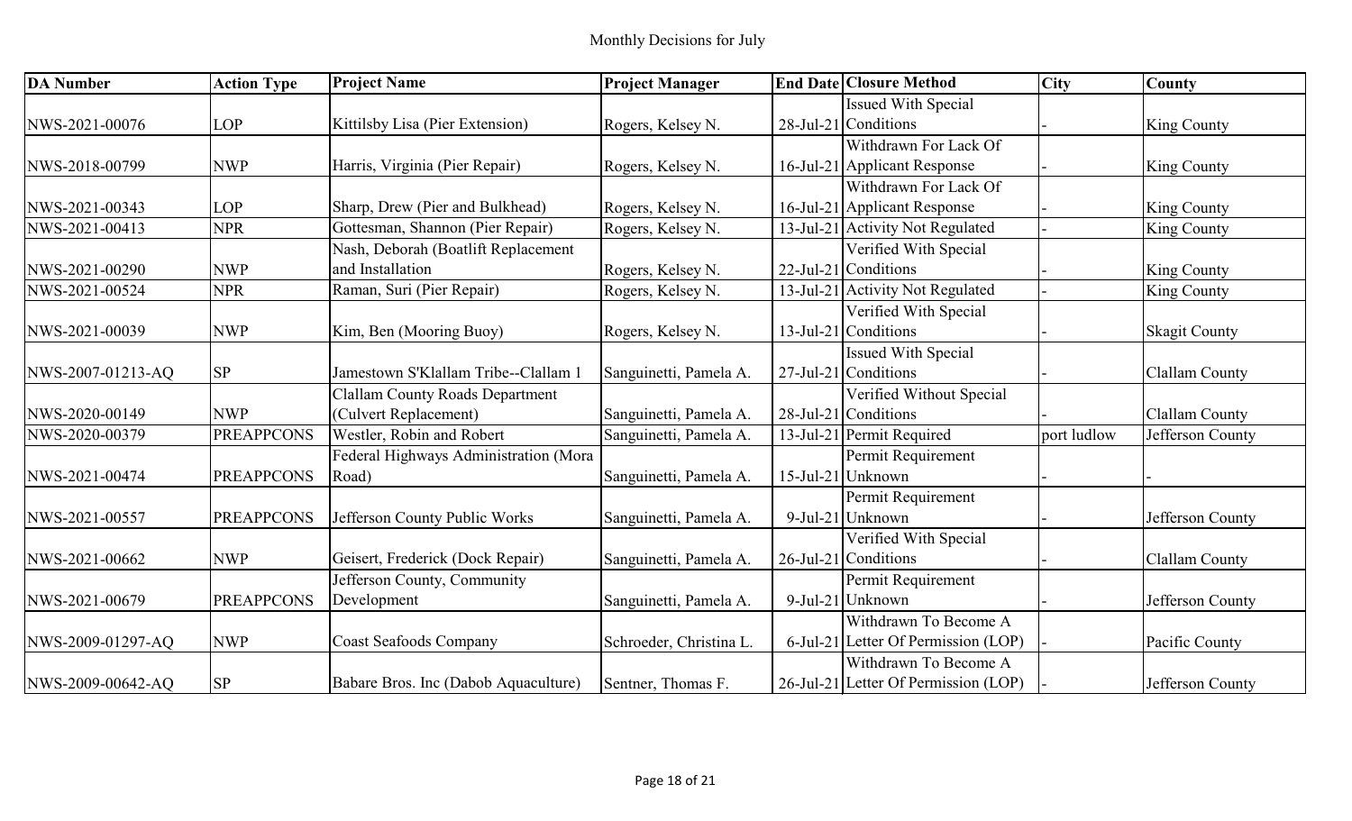Monthly Decisions for July

| DA Number | Action Type | Project Name | Project Manager | End Date | Closure Method | City | County |
|---|---|---|---|---|---|---|---|
| NWS-2021-00076 | LOP | Kittilsby Lisa (Pier Extension) | Rogers, Kelsey N. | 28-Jul-21 | Issued With Special Conditions | - | King County |
| NWS-2018-00799 | NWP | Harris, Virginia (Pier Repair) | Rogers, Kelsey N. | 16-Jul-21 | Withdrawn For Lack Of Applicant Response | - | King County |
| NWS-2021-00343 | LOP | Sharp, Drew (Pier and Bulkhead) | Rogers, Kelsey N. | 16-Jul-21 | Withdrawn For Lack Of Applicant Response | - | King County |
| NWS-2021-00413 | NPR | Gottesman, Shannon (Pier Repair) | Rogers, Kelsey N. | 13-Jul-21 | Activity Not Regulated | - | King County |
| NWS-2021-00290 | NWP | Nash, Deborah (Boatlift Replacement and Installation | Rogers, Kelsey N. | 22-Jul-21 | Verified With Special Conditions | - | King County |
| NWS-2021-00524 | NPR | Raman, Suri (Pier Repair) | Rogers, Kelsey N. | 13-Jul-21 | Activity Not Regulated | - | King County |
| NWS-2021-00039 | NWP | Kim, Ben (Mooring Buoy) | Rogers, Kelsey N. | 13-Jul-21 | Verified With Special Conditions | - | Skagit County |
| NWS-2007-01213-AQ | SP | Jamestown S'Klallam Tribe--Clallam 1 | Sanguinetti, Pamela A. | 27-Jul-21 | Issued With Special Conditions | - | Clallam County |
| NWS-2020-00149 | NWP | Clallam County Roads Department (Culvert Replacement) | Sanguinetti, Pamela A. | 28-Jul-21 | Verified Without Special Conditions | - | Clallam County |
| NWS-2020-00379 | PREAPPCONS | Westler, Robin and Robert | Sanguinetti, Pamela A. | 13-Jul-21 | Permit Required | port ludlow | Jefferson County |
| NWS-2021-00474 | PREAPPCONS | Federal Highways Administration (Mora Road) | Sanguinetti, Pamela A. | 15-Jul-21 | Permit Requirement Unknown | - | - |
| NWS-2021-00557 | PREAPPCONS | Jefferson County Public Works | Sanguinetti, Pamela A. | 9-Jul-21 | Permit Requirement Unknown | - | Jefferson County |
| NWS-2021-00662 | NWP | Geisert, Frederick (Dock Repair) | Sanguinetti, Pamela A. | 26-Jul-21 | Verified With Special Conditions | - | Clallam County |
| NWS-2021-00679 | PREAPPCONS | Jefferson County, Community Development | Sanguinetti, Pamela A. | 9-Jul-21 | Permit Requirement Unknown | - | Jefferson County |
| NWS-2009-01297-AQ | NWP | Coast Seafoods Company | Schroeder, Christina L. | 6-Jul-21 | Withdrawn To Become A Letter Of Permission (LOP) | - | Pacific County |
| NWS-2009-00642-AQ | SP | Babare Bros. Inc (Dabob Aquaculture) | Sentner, Thomas F. | 26-Jul-21 | Withdrawn To Become A Letter Of Permission (LOP) | - | Jefferson County |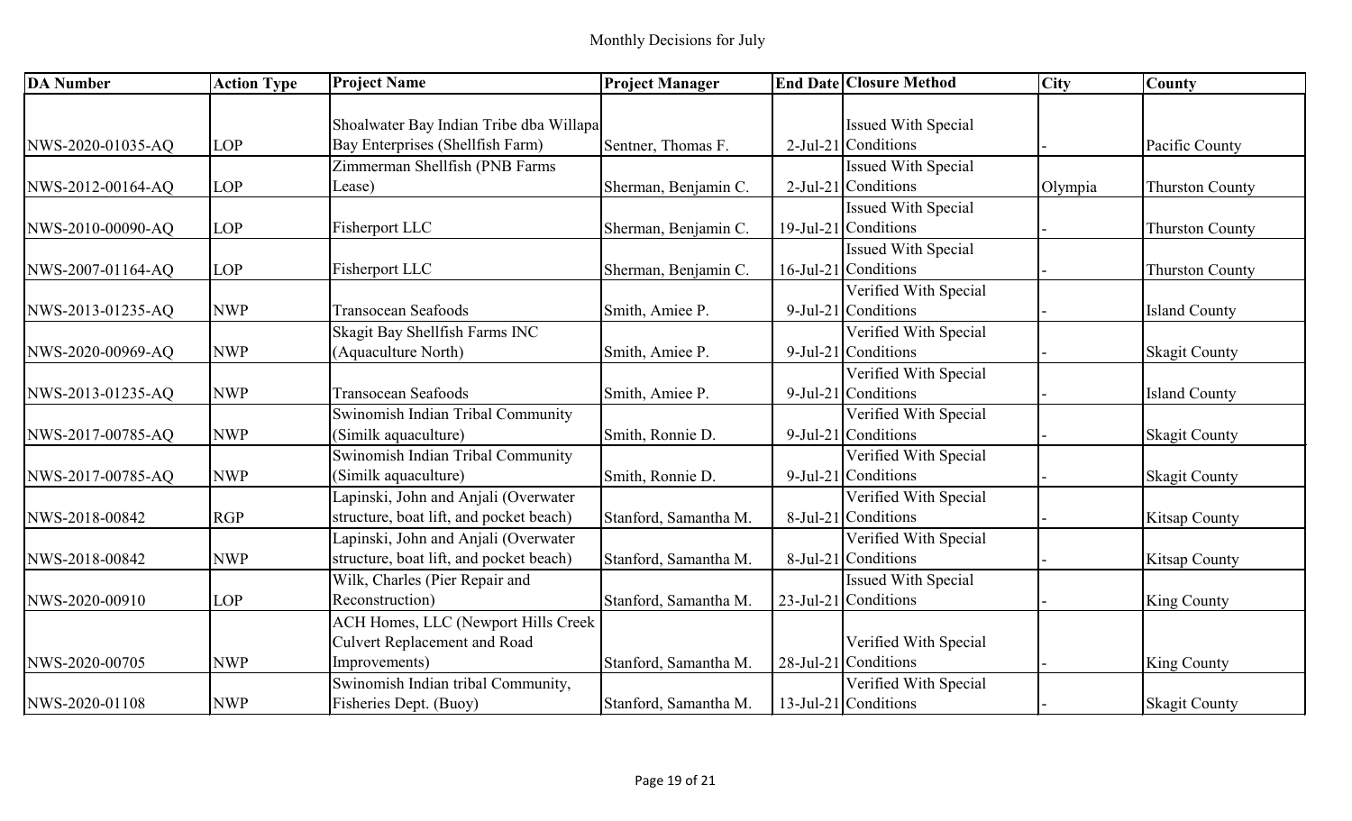Monthly Decisions for July

| DA Number | Action Type | Project Name | Project Manager | End Date | Closure Method | City | County |
|---|---|---|---|---|---|---|---|
| NWS-2020-01035-AQ | LOP | Shoalwater Bay Indian Tribe dba Willapa Bay Enterprises (Shellfish Farm) | Sentner, Thomas F. | 2-Jul-21 | Issued With Special Conditions | - | Pacific County |
| NWS-2012-00164-AQ | LOP | Zimmerman Shellfish (PNB Farms Lease) | Sherman, Benjamin C. | 2-Jul-21 | Issued With Special Conditions | Olympia | Thurston County |
| NWS-2010-00090-AQ | LOP | Fisherport LLC | Sherman, Benjamin C. | 19-Jul-21 | Issued With Special Conditions | - | Thurston County |
| NWS-2007-01164-AQ | LOP | Fisherport LLC | Sherman, Benjamin C. | 16-Jul-21 | Issued With Special Conditions | - | Thurston County |
| NWS-2013-01235-AQ | NWP | Transocean Seafoods | Smith, Amiee P. | 9-Jul-21 | Verified With Special Conditions | - | Island County |
| NWS-2020-00969-AQ | NWP | Skagit Bay Shellfish Farms INC (Aquaculture North) | Smith, Amiee P. | 9-Jul-21 | Verified With Special Conditions | - | Skagit County |
| NWS-2013-01235-AQ | NWP | Transocean Seafoods | Smith, Amiee P. | 9-Jul-21 | Verified With Special Conditions | - | Island County |
| NWS-2017-00785-AQ | NWP | Swinomish Indian Tribal Community (Similk aquaculture) | Smith, Ronnie D. | 9-Jul-21 | Verified With Special Conditions | - | Skagit County |
| NWS-2017-00785-AQ | NWP | Swinomish Indian Tribal Community (Similk aquaculture) | Smith, Ronnie D. | 9-Jul-21 | Verified With Special Conditions | - | Skagit County |
| NWS-2018-00842 | RGP | Lapinski, John and Anjali (Overwater structure, boat lift, and pocket beach) | Stanford, Samantha M. | 8-Jul-21 | Verified With Special Conditions | - | Kitsap County |
| NWS-2018-00842 | NWP | Lapinski, John and Anjali (Overwater structure, boat lift, and pocket beach) | Stanford, Samantha M. | 8-Jul-21 | Verified With Special Conditions | - | Kitsap County |
| NWS-2020-00910 | LOP | Wilk, Charles (Pier Repair and Reconstruction) | Stanford, Samantha M. | 23-Jul-21 | Issued With Special Conditions | - | King County |
| NWS-2020-00705 | NWP | ACH Homes, LLC (Newport Hills Creek Culvert Replacement and Road Improvements) | Stanford, Samantha M. | 28-Jul-21 | Verified With Special Conditions | - | King County |
| NWS-2020-01108 | NWP | Swinomish Indian tribal Community, Fisheries Dept. (Buoy) | Stanford, Samantha M. | 13-Jul-21 | Verified With Special Conditions | - | Skagit County |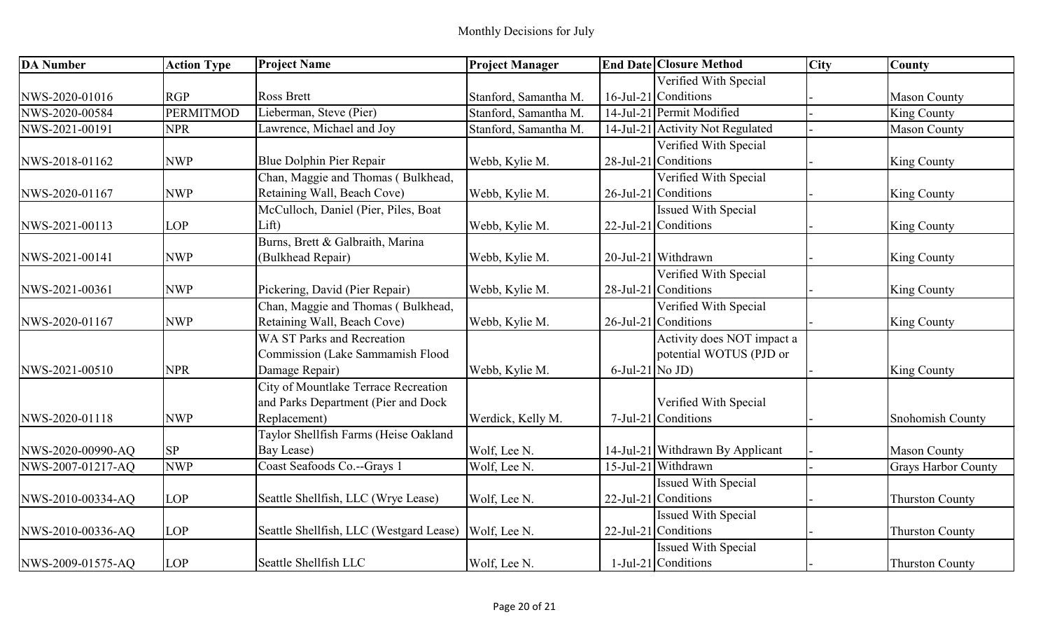Monthly Decisions for July

| DA Number | Action Type | Project Name | Project Manager | End Date | Closure Method | City | County |
|---|---|---|---|---|---|---|---|
| NWS-2020-01016 | RGP | Ross Brett | Stanford, Samantha M. | 16-Jul-21 | Verified With Special Conditions | - | Mason County |
| NWS-2020-00584 | PERMITMOD | Lieberman, Steve (Pier) | Stanford, Samantha M. | 14-Jul-21 | Permit Modified | - | King County |
| NWS-2021-00191 | NPR | Lawrence, Michael and Joy | Stanford, Samantha M. | 14-Jul-21 | Activity Not Regulated | - | Mason County |
| NWS-2018-01162 | NWP | Blue Dolphin Pier Repair | Webb, Kylie M. | 28-Jul-21 | Verified With Special Conditions | - | King County |
| NWS-2020-01167 | NWP | Chan, Maggie and Thomas ( Bulkhead, Retaining Wall, Beach Cove) | Webb, Kylie M. | 26-Jul-21 | Verified With Special Conditions | - | King County |
| NWS-2021-00113 | LOP | McCulloch, Daniel (Pier, Piles, Boat Lift) | Webb, Kylie M. | 22-Jul-21 | Issued With Special Conditions | - | King County |
| NWS-2021-00141 | NWP | Burns, Brett & Galbraith, Marina (Bulkhead Repair) | Webb, Kylie M. | 20-Jul-21 | Withdrawn | - | King County |
| NWS-2021-00361 | NWP | Pickering, David (Pier Repair) | Webb, Kylie M. | 28-Jul-21 | Verified With Special Conditions | - | King County |
| NWS-2020-01167 | NWP | Chan, Maggie and Thomas ( Bulkhead, Retaining Wall, Beach Cove) | Webb, Kylie M. | 26-Jul-21 | Verified With Special Conditions | - | King County |
| NWS-2021-00510 | NPR | WA ST Parks and Recreation Commission (Lake Sammamish Flood Damage Repair) | Webb, Kylie M. | 6-Jul-21 | Activity does NOT impact a potential WOTUS (PJD or No JD) | - | King County |
| NWS-2020-01118 | NWP | City of Mountlake Terrace Recreation and Parks Department (Pier and Dock Replacement) | Werdick, Kelly M. | 7-Jul-21 | Verified With Special Conditions | - | Snohomish County |
| NWS-2020-00990-AQ | SP | Taylor Shellfish Farms (Heise Oakland Bay Lease) | Wolf, Lee N. | 14-Jul-21 | Withdrawn By Applicant | - | Mason County |
| NWS-2007-01217-AQ | NWP | Coast Seafoods Co.--Grays 1 | Wolf, Lee N. | 15-Jul-21 | Withdrawn | - | Grays Harbor County |
| NWS-2010-00334-AQ | LOP | Seattle Shellfish, LLC (Wrye Lease) | Wolf, Lee N. | 22-Jul-21 | Issued With Special Conditions | - | Thurston County |
| NWS-2010-00336-AQ | LOP | Seattle Shellfish, LLC (Westgard Lease) | Wolf, Lee N. | 22-Jul-21 | Issued With Special Conditions | - | Thurston County |
| NWS-2009-01575-AQ | LOP | Seattle Shellfish LLC | Wolf, Lee N. | 1-Jul-21 | Issued With Special Conditions | - | Thurston County |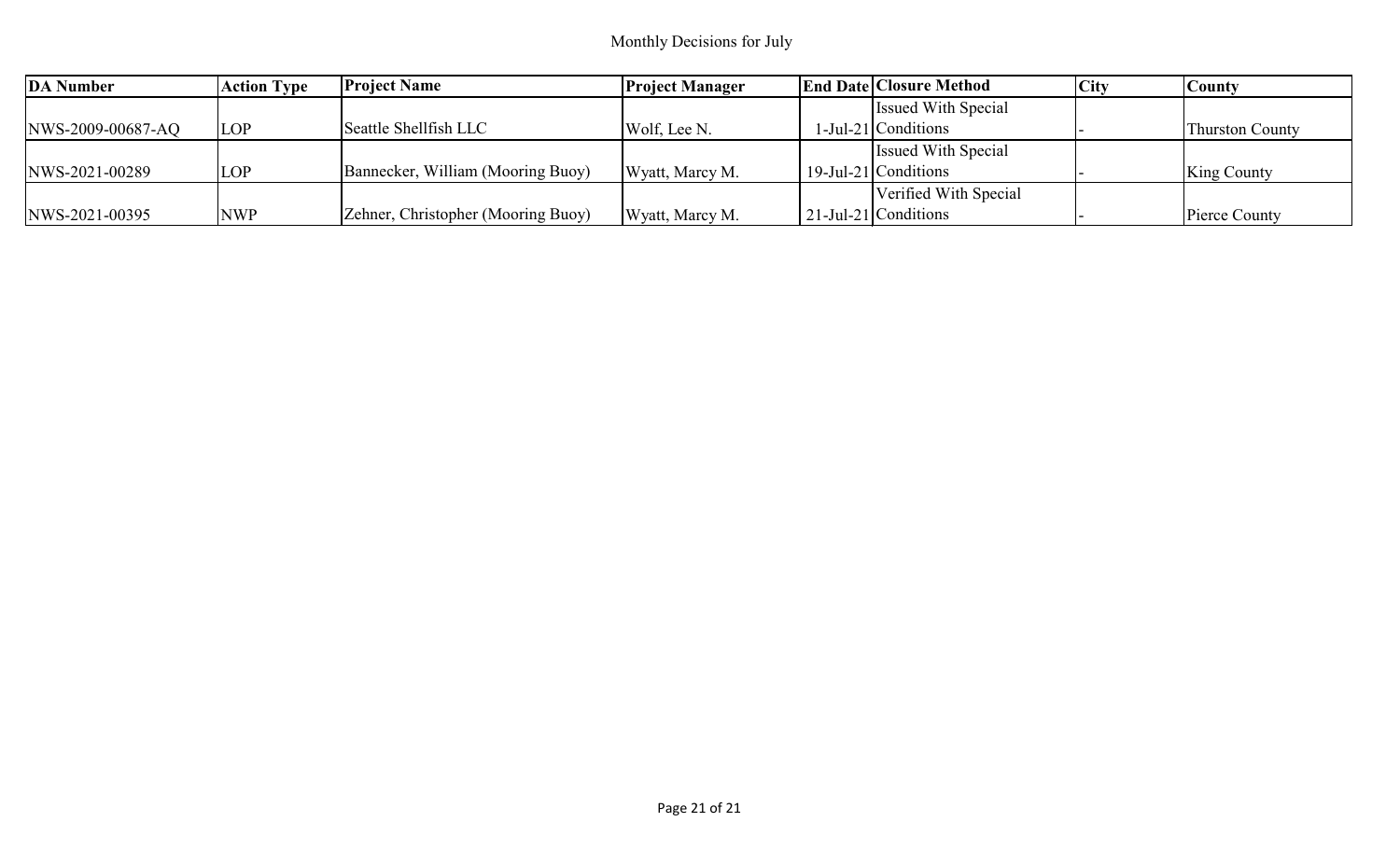Monthly Decisions for July

| DA Number | Action Type | Project Name | Project Manager | End Date | Closure Method | City | County |
|---|---|---|---|---|---|---|---|
| NWS-2009-00687-AQ | LOP | Seattle Shellfish LLC | Wolf, Lee N. | 1-Jul-21 | Issued With Special Conditions | - | Thurston County |
| NWS-2021-00289 | LOP | Bannecker, William (Mooring Buoy) | Wyatt, Marcy M. | 19-Jul-21 | Issued With Special Conditions | - | King County |
| NWS-2021-00395 | NWP | Zehner, Christopher (Mooring Buoy) | Wyatt, Marcy M. | 21-Jul-21 | Verified With Special Conditions | - | Pierce County |